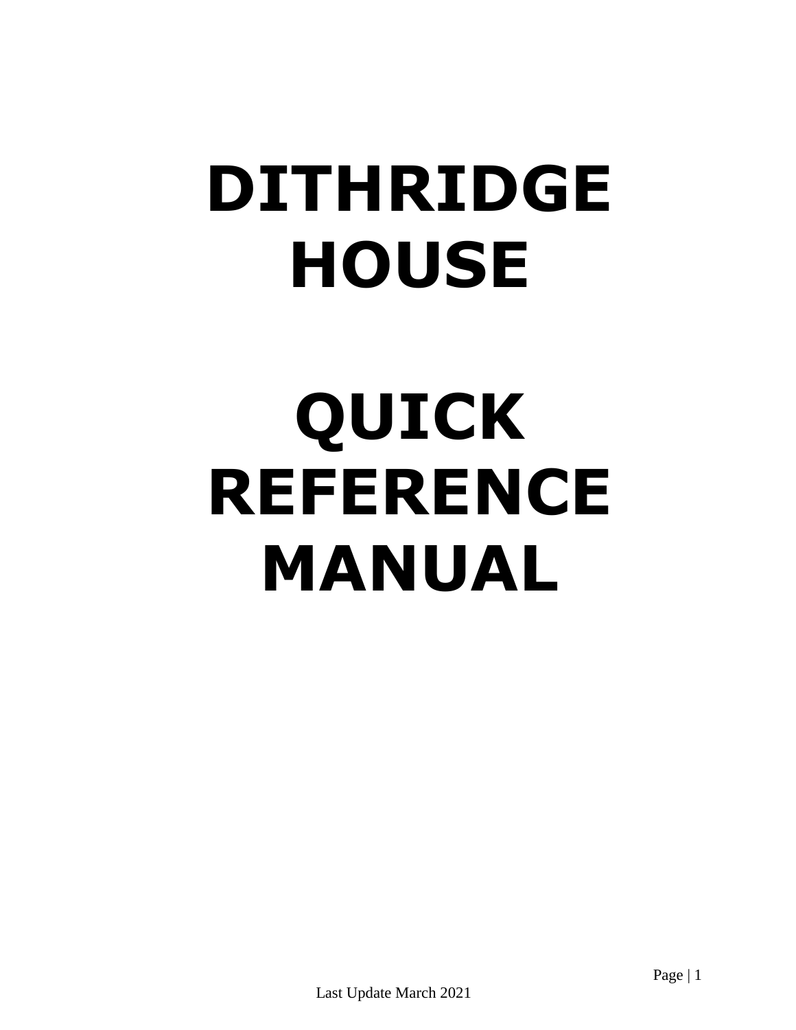# DITHRIDGE HOUSE

# QUICK REFERENCE MANUAL

Last Update March 2021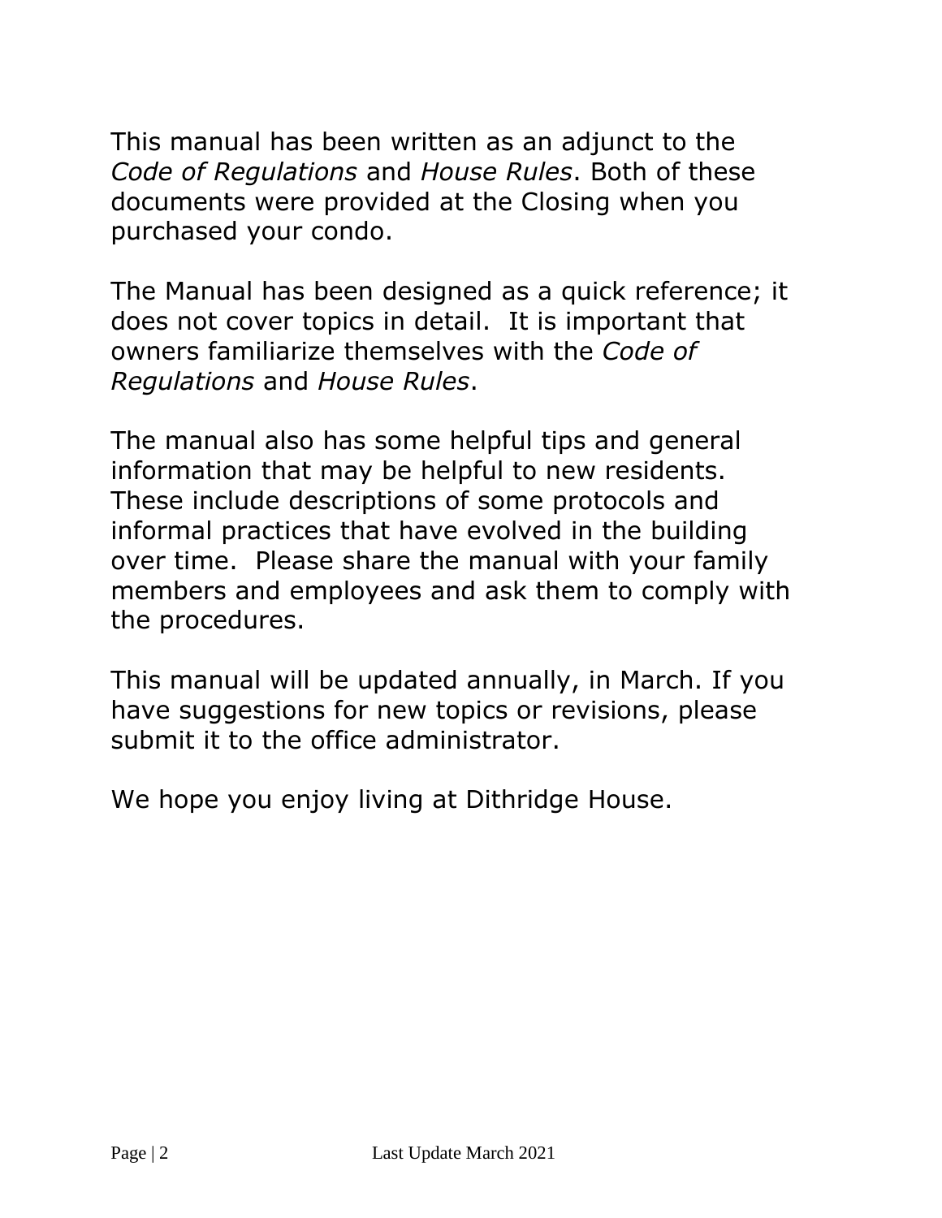This manual has been written as an adjunct to the *Code of Regulations* and *House Rules*. Both of these documents were provided at the Closing when you purchased your condo.

The Manual has been designed as a quick reference; it does not cover topics in detail. It is important that owners familiarize themselves with the *Code of Regulations* and *House Rules*.

The manual also has some helpful tips and general information that may be helpful to new residents. These include descriptions of some protocols and informal practices that have evolved in the building over time. Please share the manual with your family members and employees and ask them to comply with the procedures.

This manual will be updated annually, in March. If you have suggestions for new topics or revisions, please submit it to the office administrator.

We hope you enjoy living at Dithridge House.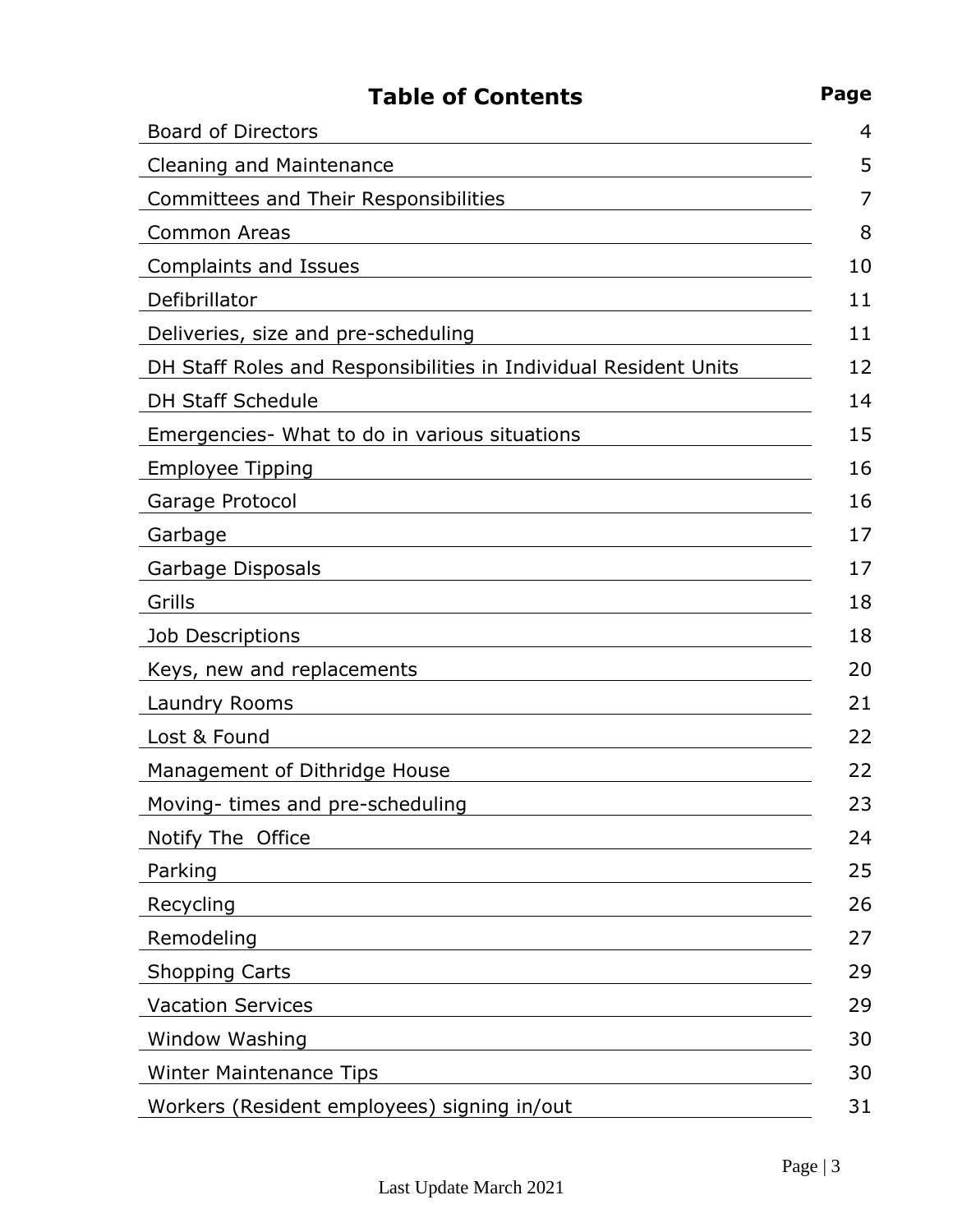# Table of Contents

| Section | Page |
|---|---|
| Board of Directors | 4 |
| Cleaning and Maintenance | 5 |
| Committees and Their Responsibilities | 7 |
| Common Areas | 8 |
| Complaints and Issues | 10 |
| Defibrillator | 11 |
| Deliveries, size and pre-scheduling | 11 |
| DH Staff Roles and Responsibilities in Individual Resident Units | 12 |
| DH Staff Schedule | 14 |
| Emergencies- What to do in various situations | 15 |
| Employee Tipping | 16 |
| Garage Protocol | 16 |
| Garbage | 17 |
| Garbage Disposals | 17 |
| Grills | 18 |
| Job Descriptions | 18 |
| Keys, new and replacements | 20 |
| Laundry Rooms | 21 |
| Lost & Found | 22 |
| Management of Dithridge House | 22 |
| Moving- times and pre-scheduling | 23 |
| Notify The Office | 24 |
| Parking | 25 |
| Recycling | 26 |
| Remodeling | 27 |
| Shopping Carts | 29 |
| Vacation Services | 29 |
| Window Washing | 30 |
| Winter Maintenance Tips | 30 |
| Workers (Resident employees) signing in/out | 31 |

Last Update March 2021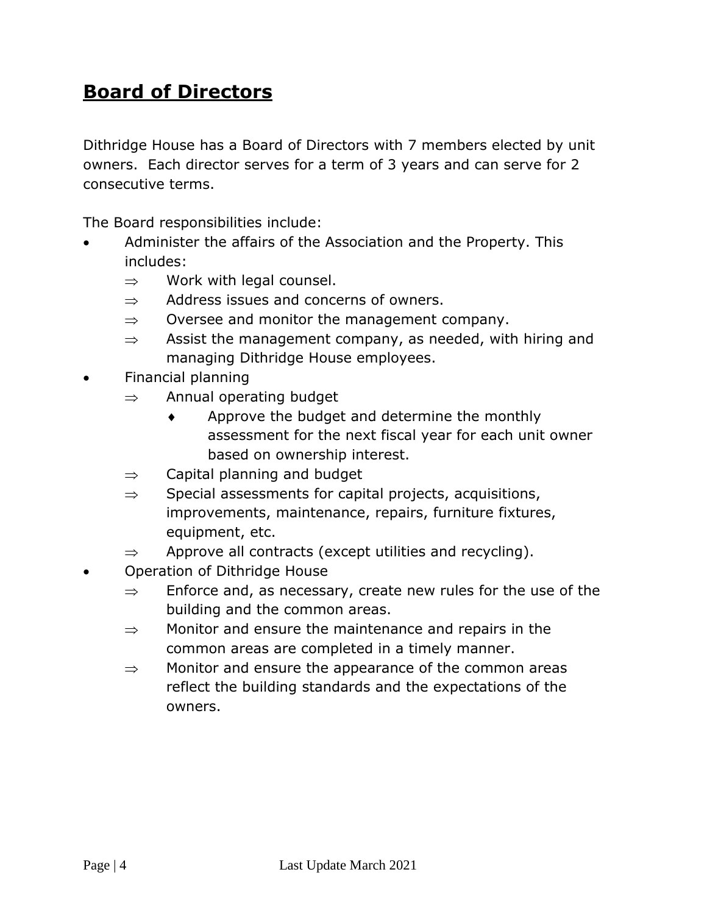## **Board of Directors**

Dithridge House has a Board of Directors with 7 members elected by unit owners. Each director serves for a term of 3 years and can serve for 2 consecutive terms.

The Board responsibilities include:

- Administer the affairs of the Association and the Property. This includes:
  - ⇒ Work with legal counsel.
  - ⇒ Address issues and concerns of owners.
  - ⇒ Oversee and monitor the management company.
  - ⇒ Assist the management company, as needed, with hiring and managing Dithridge House employees.
- Financial planning
  - ⇒ Annual operating budget
    - ♦ Approve the budget and determine the monthly assessment for the next fiscal year for each unit owner based on ownership interest.
  - ⇒ Capital planning and budget
  - ⇒ Special assessments for capital projects, acquisitions, improvements, maintenance, repairs, furniture fixtures, equipment, etc.
  - ⇒ Approve all contracts (except utilities and recycling).
- Operation of Dithridge House
  - ⇒ Enforce and, as necessary, create new rules for the use of the building and the common areas.
  - ⇒ Monitor and ensure the maintenance and repairs in the common areas are completed in a timely manner.
  - ⇒ Monitor and ensure the appearance of the common areas reflect the building standards and the expectations of the owners.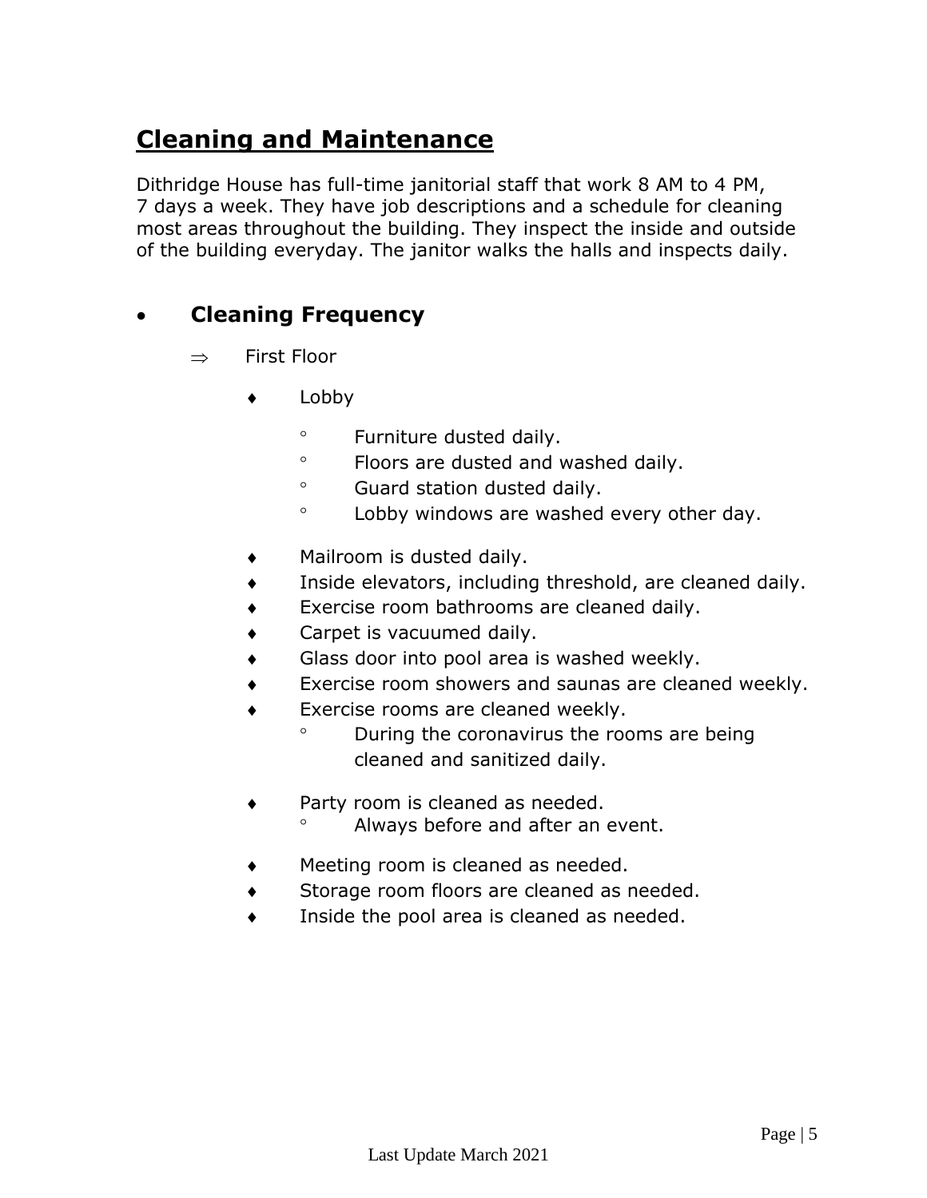# Cleaning and Maintenance

Dithridge House has full-time janitorial staff that work 8 AM to 4 PM, 7 days a week. They have job descriptions and a schedule for cleaning most areas throughout the building. They inspect the inside and outside of the building everyday. The janitor walks the halls and inspects daily.

- **Cleaning Frequency**
  - First Floor
    - Lobby
      - Furniture dusted daily.
      - Floors are dusted and washed daily.
      - Guard station dusted daily.
      - Lobby windows are washed every other day.
    - Mailroom is dusted daily.
    - Inside elevators, including threshold, are cleaned daily.
    - Exercise room bathrooms are cleaned daily.
    - Carpet is vacuumed daily.
    - Glass door into pool area is washed weekly.
    - Exercise room showers and saunas are cleaned weekly.
    - Exercise rooms are cleaned weekly.
      - During the coronavirus the rooms are being cleaned and sanitized daily.
    - Party room is cleaned as needed.
      - Always before and after an event.
    - Meeting room is cleaned as needed.
    - Storage room floors are cleaned as needed.
    - Inside the pool area is cleaned as needed.

Last Update March 2021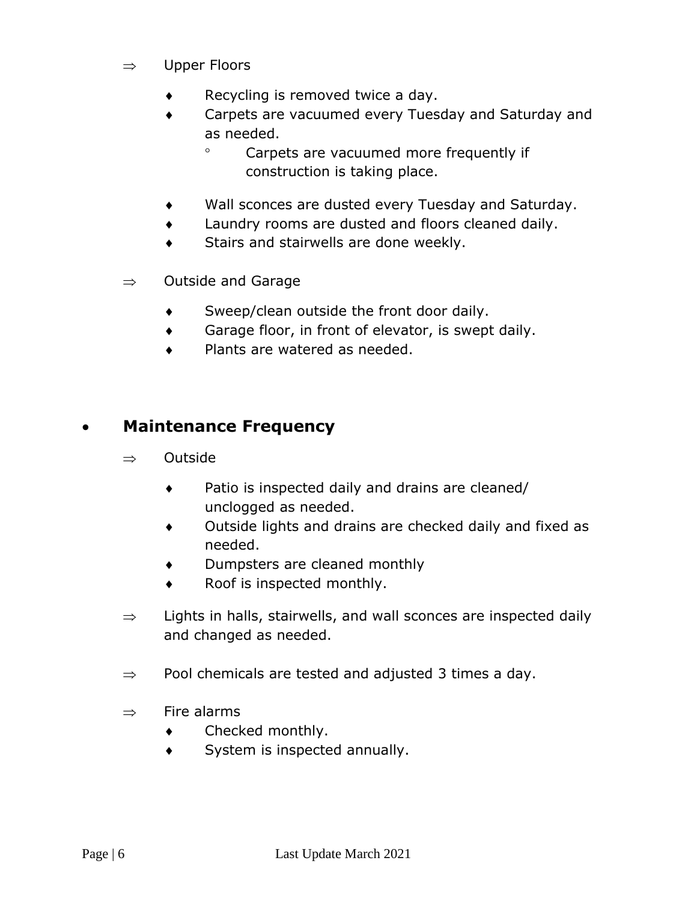- Upper Floors
  - Recycling is removed twice a day.
  - Carpets are vacuumed every Tuesday and Saturday and as needed.
    - Carpets are vacuumed more frequently if construction is taking place.
  - Wall sconces are dusted every Tuesday and Saturday.
  - Laundry rooms are dusted and floors cleaned daily.
  - Stairs and stairwells are done weekly.
- Outside and Garage
  - Sweep/clean outside the front door daily.
  - Garage floor, in front of elevator, is swept daily.
  - Plants are watered as needed.

## Maintenance Frequency

- Outside
  - Patio is inspected daily and drains are cleaned/ unclogged as needed.
  - Outside lights and drains are checked daily and fixed as needed.
  - Dumpsters are cleaned monthly
  - Roof is inspected monthly.
- Lights in halls, stairwells, and wall sconces are inspected daily and changed as needed.
- Pool chemicals are tested and adjusted 3 times a day.
- Fire alarms
  - Checked monthly.
  - System is inspected annually.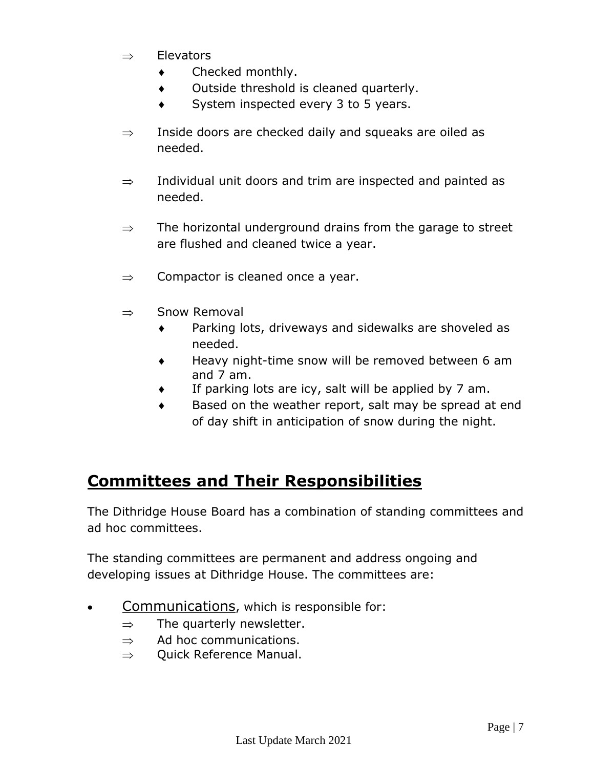- ⇒ Elevators
  - ♦ Checked monthly.
  - ♦ Outside threshold is cleaned quarterly.
  - ♦ System inspected every 3 to 5 years.
- ⇒ Inside doors are checked daily and squeaks are oiled as needed.
- ⇒ Individual unit doors and trim are inspected and painted as needed.
- ⇒ The horizontal underground drains from the garage to street are flushed and cleaned twice a year.
- ⇒ Compactor is cleaned once a year.
- ⇒ Snow Removal
  - ♦ Parking lots, driveways and sidewalks are shoveled as needed.
  - ♦ Heavy night-time snow will be removed between 6 am and 7 am.
  - ♦ If parking lots are icy, salt will be applied by 7 am.
  - ♦ Based on the weather report, salt may be spread at end of day shift in anticipation of snow during the night.

## Committees and Their Responsibilities

The Dithridge House Board has a combination of standing committees and ad hoc committees.

The standing committees are permanent and address ongoing and developing issues at Dithridge House. The committees are:

- Communications, which is responsible for:
  - ⇒ The quarterly newsletter.
  - ⇒ Ad hoc communications.
  - ⇒ Quick Reference Manual.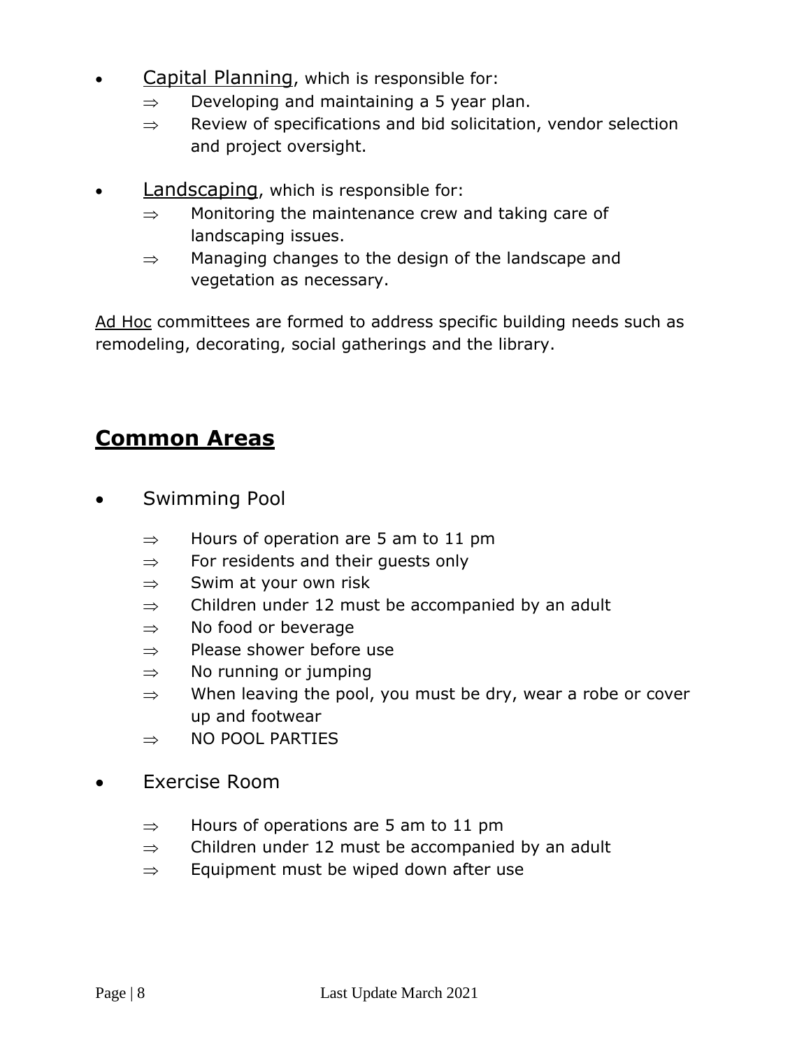- Capital Planning, which is responsible for:
  - ⇒ Developing and maintaining a 5 year plan.
  - ⇒ Review of specifications and bid solicitation, vendor selection and project oversight.

- Landscaping, which is responsible for:
  - ⇒ Monitoring the maintenance crew and taking care of landscaping issues.
  - ⇒ Managing changes to the design of the landscape and vegetation as necessary.

Ad Hoc committees are formed to address specific building needs such as remodeling, decorating, social gatherings and the library.

## Common Areas

- Swimming Pool
  - ⇒ Hours of operation are 5 am to 11 pm
  - ⇒ For residents and their guests only
  - ⇒ Swim at your own risk
  - ⇒ Children under 12 must be accompanied by an adult
  - ⇒ No food or beverage
  - ⇒ Please shower before use
  - ⇒ No running or jumping
  - ⇒ When leaving the pool, you must be dry, wear a robe or cover up and footwear
  - ⇒ NO POOL PARTIES

- Exercise Room
  - ⇒ Hours of operations are 5 am to 11 pm
  - ⇒ Children under 12 must be accompanied by an adult
  - ⇒ Equipment must be wiped down after use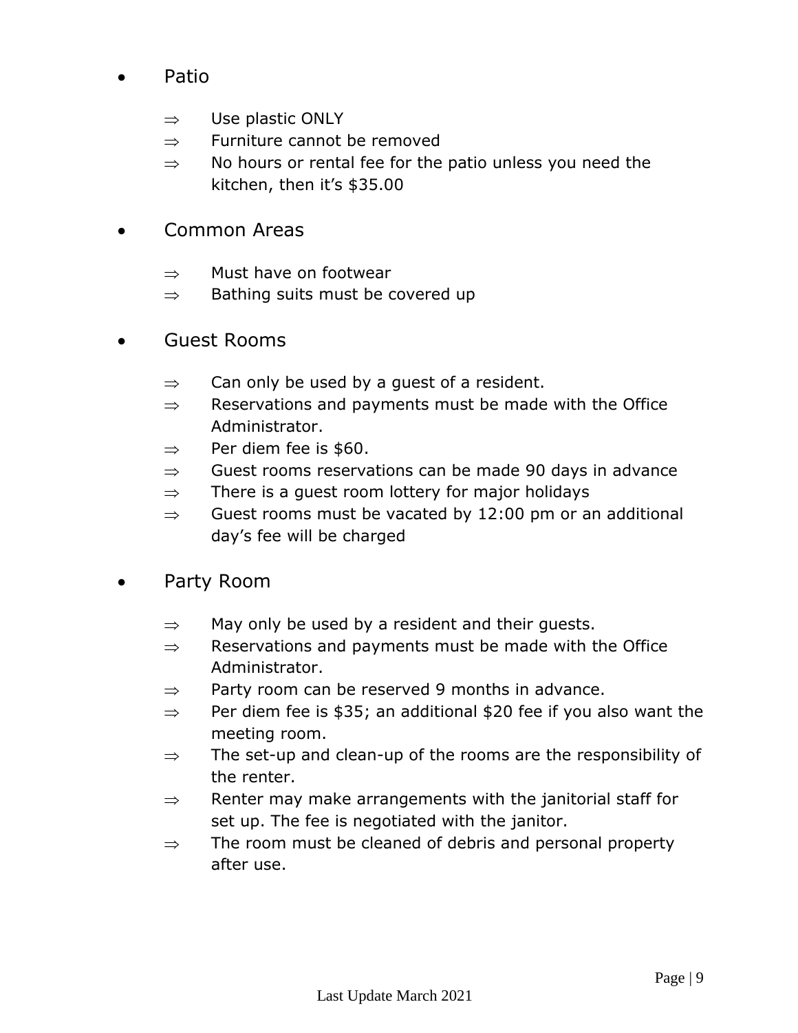- Patio
  - ⇒ Use plastic ONLY
  - ⇒ Furniture cannot be removed
  - ⇒ No hours or rental fee for the patio unless you need the kitchen, then it's $35.00

- Common Areas
  - ⇒ Must have on footwear
  - ⇒ Bathing suits must be covered up

- Guest Rooms
  - ⇒ Can only be used by a guest of a resident.
  - ⇒ Reservations and payments must be made with the Office Administrator.
  - ⇒ Per diem fee is $60.
  - ⇒ Guest rooms reservations can be made 90 days in advance
  - ⇒ There is a guest room lottery for major holidays
  - ⇒ Guest rooms must be vacated by 12:00 pm or an additional day's fee will be charged

- Party Room
  - ⇒ May only be used by a resident and their guests.
  - ⇒ Reservations and payments must be made with the Office Administrator.
  - ⇒ Party room can be reserved 9 months in advance.
  - ⇒ Per diem fee is $35; an additional $20 fee if you also want the meeting room.
  - ⇒ The set-up and clean-up of the rooms are the responsibility of the renter.
  - ⇒ Renter may make arrangements with the janitorial staff for set up. The fee is negotiated with the janitor.
  - ⇒ The room must be cleaned of debris and personal property after use.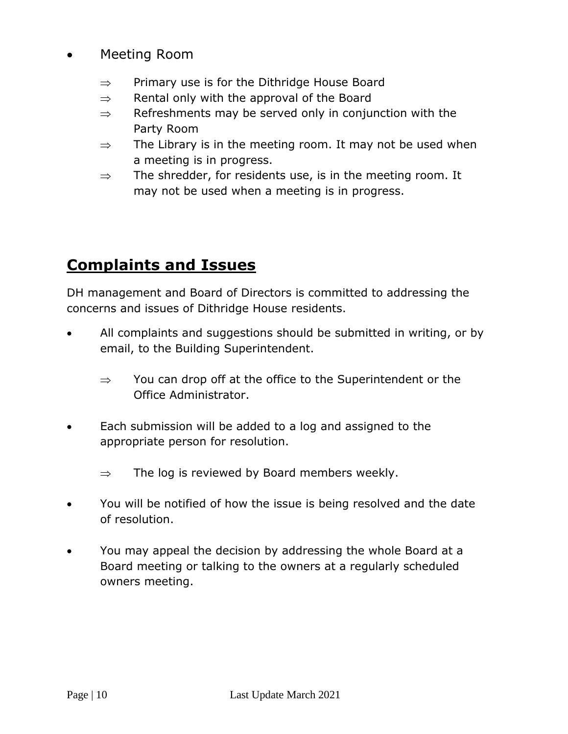- Meeting Room
  - ⇒ Primary use is for the Dithridge House Board
  - ⇒ Rental only with the approval of the Board
  - ⇒ Refreshments may be served only in conjunction with the Party Room
  - ⇒ The Library is in the meeting room. It may not be used when a meeting is in progress.
  - ⇒ The shredder, for residents use, is in the meeting room. It may not be used when a meeting is in progress.

## Complaints and Issues

DH management and Board of Directors is committed to addressing the concerns and issues of Dithridge House residents.

- All complaints and suggestions should be submitted in writing, or by email, to the Building Superintendent.
  - ⇒ You can drop off at the office to the Superintendent or the Office Administrator.
- Each submission will be added to a log and assigned to the appropriate person for resolution.
  - ⇒ The log is reviewed by Board members weekly.
- You will be notified of how the issue is being resolved and the date of resolution.
- You may appeal the decision by addressing the whole Board at a Board meeting or talking to the owners at a regularly scheduled owners meeting.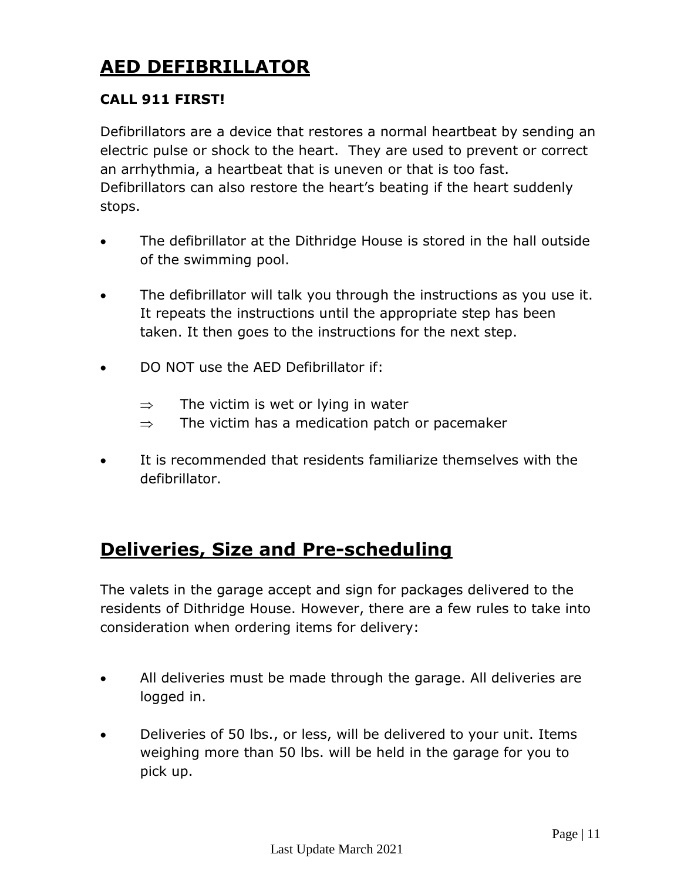# AED DEFIBRILLATOR

**CALL 911 FIRST!**

Defibrillators are a device that restores a normal heartbeat by sending an electric pulse or shock to the heart. They are used to prevent or correct an arrhythmia, a heartbeat that is uneven or that is too fast. Defibrillators can also restore the heart's beating if the heart suddenly stops.

- The defibrillator at the Dithridge House is stored in the hall outside of the swimming pool.
- The defibrillator will talk you through the instructions as you use it. It repeats the instructions until the appropriate step has been taken. It then goes to the instructions for the next step.
- DO NOT use the AED Defibrillator if:
  - ⇒ The victim is wet or lying in water
  - ⇒ The victim has a medication patch or pacemaker
- It is recommended that residents familiarize themselves with the defibrillator.

# Deliveries, Size and Pre-scheduling

The valets in the garage accept and sign for packages delivered to the residents of Dithridge House. However, there are a few rules to take into consideration when ordering items for delivery:

- All deliveries must be made through the garage. All deliveries are logged in.
- Deliveries of 50 lbs., or less, will be delivered to your unit. Items weighing more than 50 lbs. will be held in the garage for you to pick up.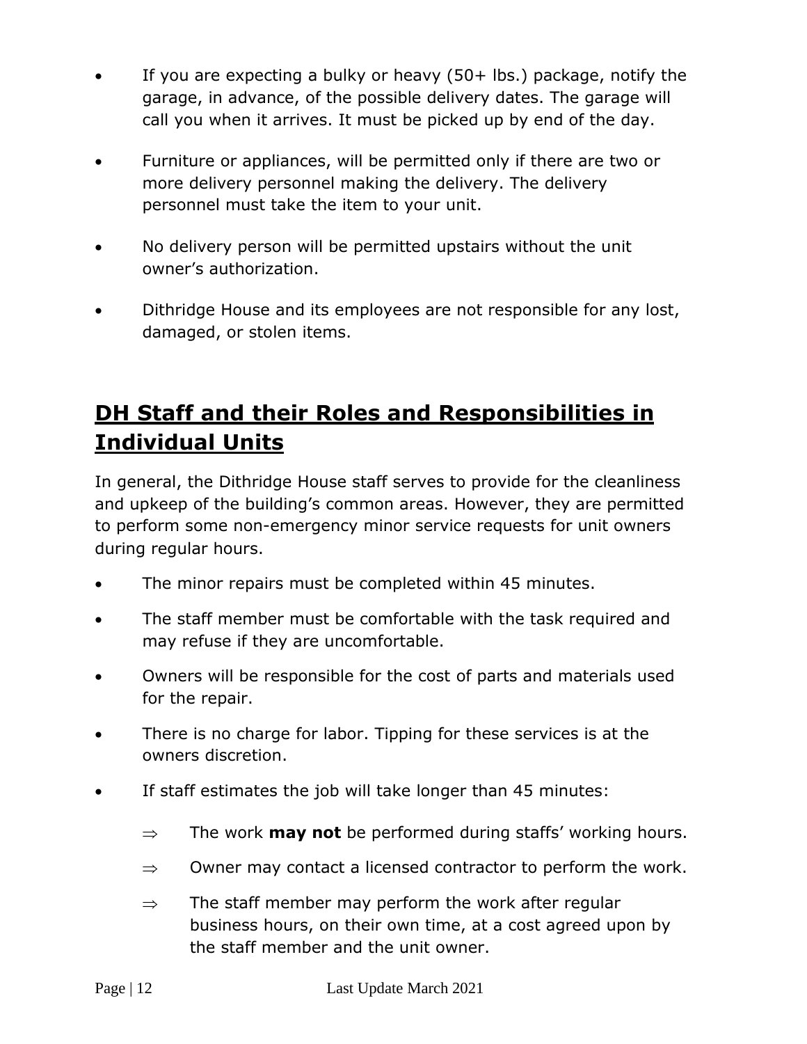- If you are expecting a bulky or heavy (50+ lbs.) package, notify the garage, in advance, of the possible delivery dates. The garage will call you when it arrives. It must be picked up by end of the day.

- Furniture or appliances, will be permitted only if there are two or more delivery personnel making the delivery. The delivery personnel must take the item to your unit.

- No delivery person will be permitted upstairs without the unit owner's authorization.

- Dithridge House and its employees are not responsible for any lost, damaged, or stolen items.

## DH Staff and their Roles and Responsibilities in Individual Units

In general, the Dithridge House staff serves to provide for the cleanliness and upkeep of the building's common areas. However, they are permitted to perform some non-emergency minor service requests for unit owners during regular hours.

- The minor repairs must be completed within 45 minutes.
- The staff member must be comfortable with the task required and may refuse if they are uncomfortable.
- Owners will be responsible for the cost of parts and materials used for the repair.
- There is no charge for labor. Tipping for these services is at the owners discretion.
- If staff estimates the job will take longer than 45 minutes:
  - ⇒ The work **may not** be performed during staffs' working hours.
  - ⇒ Owner may contact a licensed contractor to perform the work.
  - ⇒ The staff member may perform the work after regular business hours, on their own time, at a cost agreed upon by the staff member and the unit owner.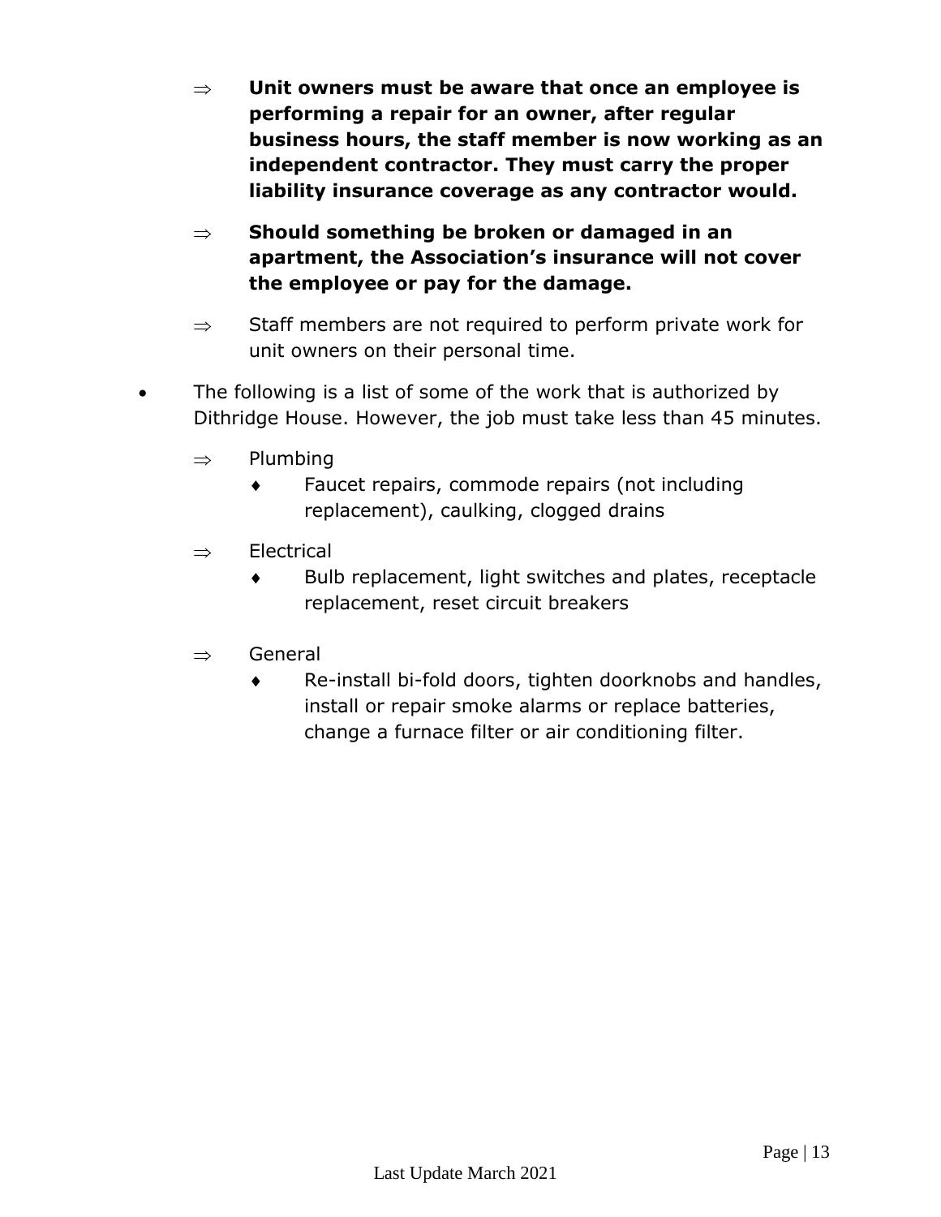- **Unit owners must be aware that once an employee is performing a repair for an owner, after regular business hours, the staff member is now working as an independent contractor. They must carry the proper liability insurance coverage as any contractor would.**
- **Should something be broken or damaged in an apartment, the Association's insurance will not cover the employee or pay for the damage.**
- Staff members are not required to perform private work for unit owners on their personal time.

- The following is a list of some of the work that is authorized by Dithridge House. However, the job must take less than 45 minutes.
  - Plumbing
    - Faucet repairs, commode repairs (not including replacement), caulking, clogged drains
  - Electrical
    - Bulb replacement, light switches and plates, receptacle replacement, reset circuit breakers
  - General
    - Re-install bi-fold doors, tighten doorknobs and handles, install or repair smoke alarms or replace batteries, change a furnace filter or air conditioning filter.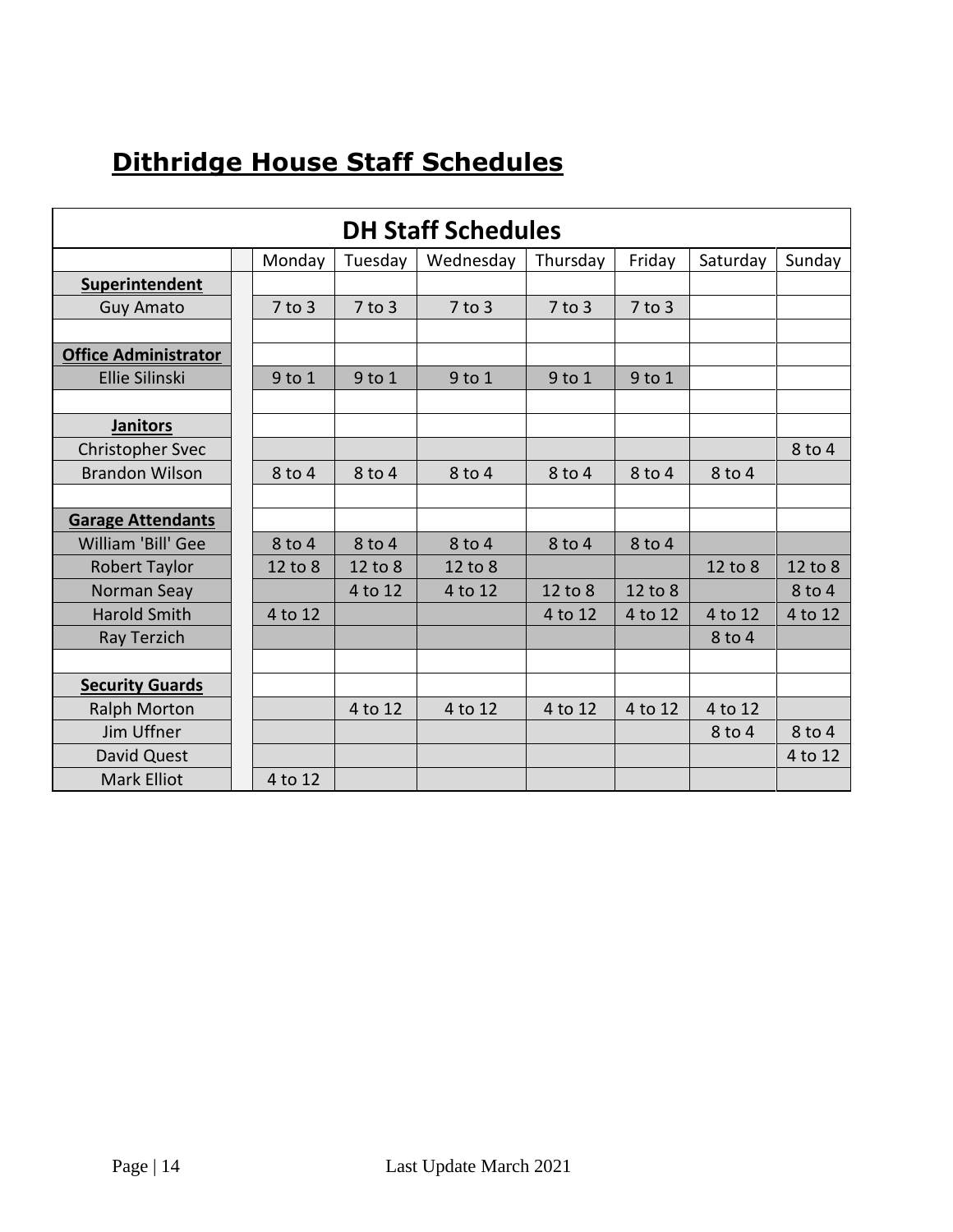## Dithridge House Staff Schedules

| DH Staff Schedules | | | | | | | | |
|---|---|---|---|---|---|---|---|---|
| | | Monday | Tuesday | Wednesday | Thursday | Friday | Saturday | Sunday |
| **Superintendent** | | | | | | | | |
| Guy Amato | | 7 to 3 | 7 to 3 | 7 to 3 | 7 to 3 | 7 to 3 | | |
| | | | | | | | | |
| **Office Administrator** | | | | | | | | |
| Ellie Silinski | | 9 to 1 | 9 to 1 | 9 to 1 | 9 to 1 | 9 to 1 | | |
| | | | | | | | | |
| **Janitors** | | | | | | | | |
| Christopher Svec | | | | | | | | 8 to 4 |
| Brandon Wilson | | 8 to 4 | 8 to 4 | 8 to 4 | 8 to 4 | 8 to 4 | 8 to 4 | |
| | | | | | | | | |
| **Garage Attendants** | | | | | | | | |
| William 'Bill' Gee | | 8 to 4 | 8 to 4 | 8 to 4 | 8 to 4 | 8 to 4 | | |
| Robert Taylor | | 12 to 8 | 12 to 8 | 12 to 8 | | | 12 to 8 | 12 to 8 |
| Norman Seay | | | 4 to 12 | 4 to 12 | 12 to 8 | 12 to 8 | | 8 to 4 |
| Harold Smith | | 4 to 12 | | | 4 to 12 | 4 to 12 | 4 to 12 | 4 to 12 |
| Ray Terzich | | | | | | | 8 to 4 | |
| | | | | | | | | |
| **Security Guards** | | | | | | | | |
| Ralph Morton | | | 4 to 12 | 4 to 12 | 4 to 12 | 4 to 12 | 4 to 12 | |
| Jim Uffner | | | | | | | 8 to 4 | 8 to 4 |
| David Quest | | | | | | | | 4 to 12 |
| Mark Elliot | | 4 to 12 | | | | | | |

Last Update March 2021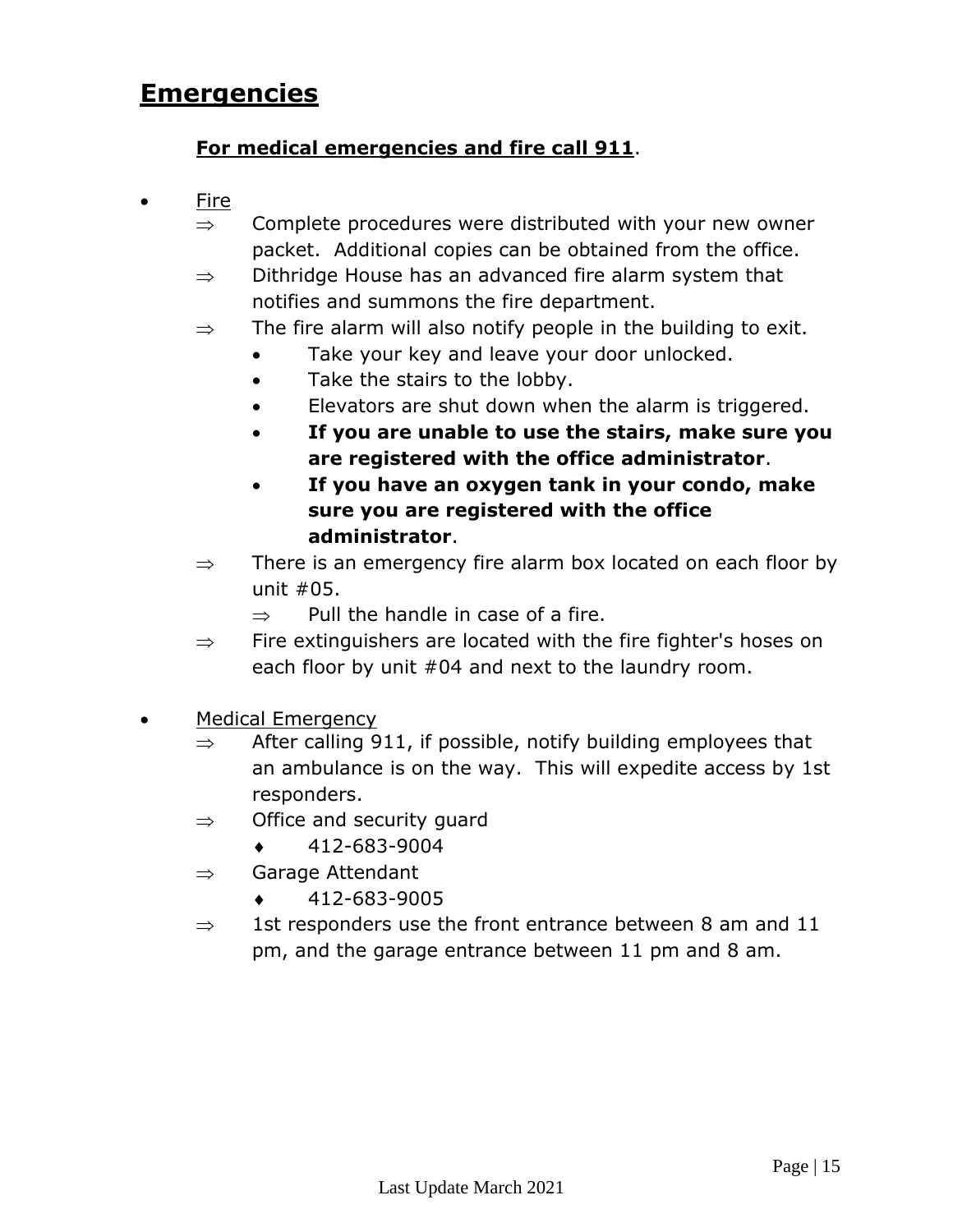# Emergencies

**For medical emergencies and fire call 911**.

- Fire
  - ⇒ Complete procedures were distributed with your new owner packet. Additional copies can be obtained from the office.
  - ⇒ Dithridge House has an advanced fire alarm system that notifies and summons the fire department.
  - ⇒ The fire alarm will also notify people in the building to exit.
    - Take your key and leave your door unlocked.
    - Take the stairs to the lobby.
    - Elevators are shut down when the alarm is triggered.
    - **If you are unable to use the stairs, make sure you are registered with the office administrator**.
    - **If you have an oxygen tank in your condo, make sure you are registered with the office administrator**.
  - ⇒ There is an emergency fire alarm box located on each floor by unit #05.
    - ⇒ Pull the handle in case of a fire.
  - ⇒ Fire extinguishers are located with the fire fighter's hoses on each floor by unit #04 and next to the laundry room.

- Medical Emergency
  - ⇒ After calling 911, if possible, notify building employees that an ambulance is on the way. This will expedite access by 1st responders.
  - ⇒ Office and security guard
    - ♦ 412-683-9004
  - ⇒ Garage Attendant
    - ♦ 412-683-9005
  - ⇒ 1st responders use the front entrance between 8 am and 11 pm, and the garage entrance between 11 pm and 8 am.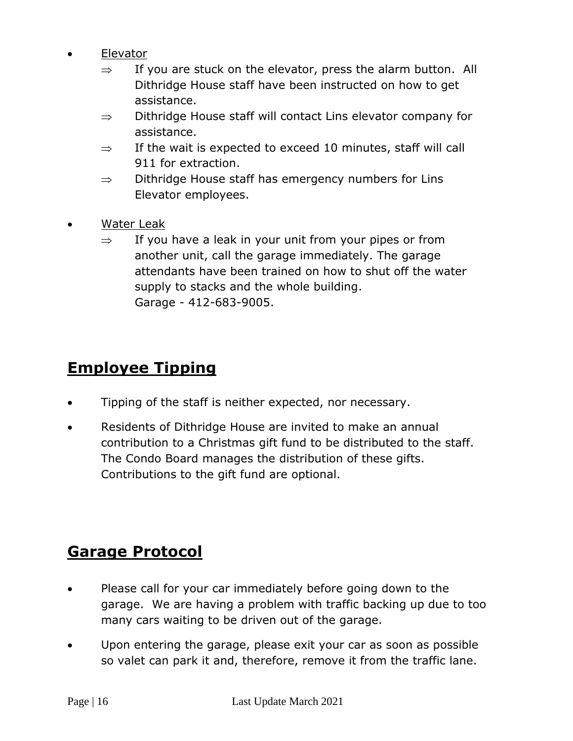- Elevator
  - ⇒ If you are stuck on the elevator, press the alarm button. All Dithridge House staff have been instructed on how to get assistance.
  - ⇒ Dithridge House staff will contact Lins elevator company for assistance.
  - ⇒ If the wait is expected to exceed 10 minutes, staff will call 911 for extraction.
  - ⇒ Dithridge House staff has emergency numbers for Lins Elevator employees.

- Water Leak
  - ⇒ If you have a leak in your unit from your pipes or from another unit, call the garage immediately. The garage attendants have been trained on how to shut off the water supply to stacks and the whole building.
    Garage - 412-683-9005.

## Employee Tipping

- Tipping of the staff is neither expected, nor necessary.
- Residents of Dithridge House are invited to make an annual contribution to a Christmas gift fund to be distributed to the staff. The Condo Board manages the distribution of these gifts. Contributions to the gift fund are optional.

## Garage Protocol

- Please call for your car immediately before going down to the garage. We are having a problem with traffic backing up due to too many cars waiting to be driven out of the garage.
- Upon entering the garage, please exit your car as soon as possible so valet can park it and, therefore, remove it from the traffic lane.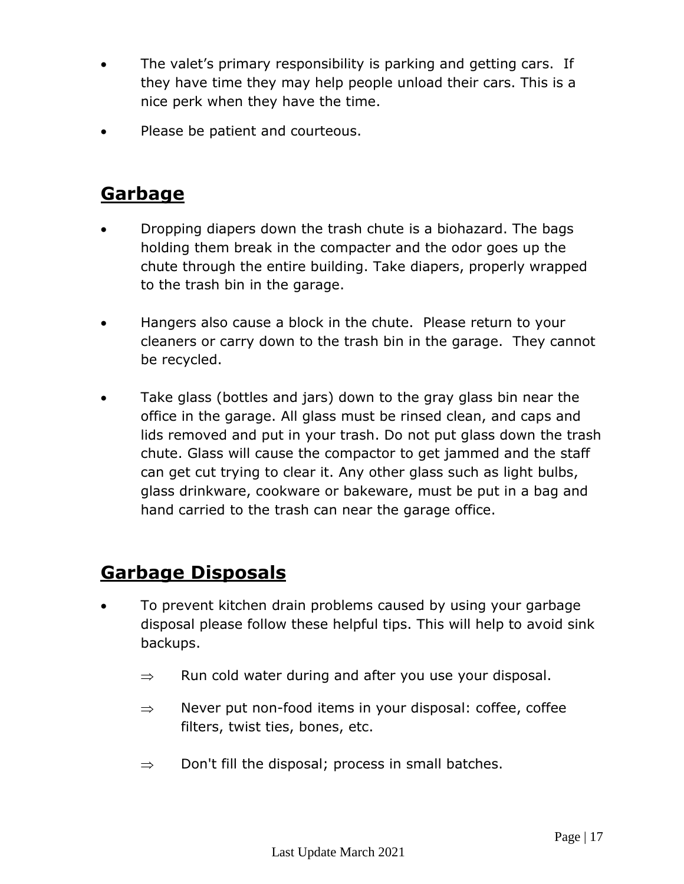- The valet's primary responsibility is parking and getting cars. If they have time they may help people unload their cars. This is a nice perk when they have the time.
- Please be patient and courteous.

## Garbage

- Dropping diapers down the trash chute is a biohazard. The bags holding them break in the compacter and the odor goes up the chute through the entire building. Take diapers, properly wrapped to the trash bin in the garage.

- Hangers also cause a block in the chute. Please return to your cleaners or carry down to the trash bin in the garage. They cannot be recycled.

- Take glass (bottles and jars) down to the gray glass bin near the office in the garage. All glass must be rinsed clean, and caps and lids removed and put in your trash. Do not put glass down the trash chute. Glass will cause the compactor to get jammed and the staff can get cut trying to clear it. Any other glass such as light bulbs, glass drinkware, cookware or bakeware, must be put in a bag and hand carried to the trash can near the garage office.

## Garbage Disposals

- To prevent kitchen drain problems caused by using your garbage disposal please follow these helpful tips. This will help to avoid sink backups.
  - ⇒ Run cold water during and after you use your disposal.
  - ⇒ Never put non-food items in your disposal: coffee, coffee filters, twist ties, bones, etc.
  - ⇒ Don't fill the disposal; process in small batches.

Last Update March 2021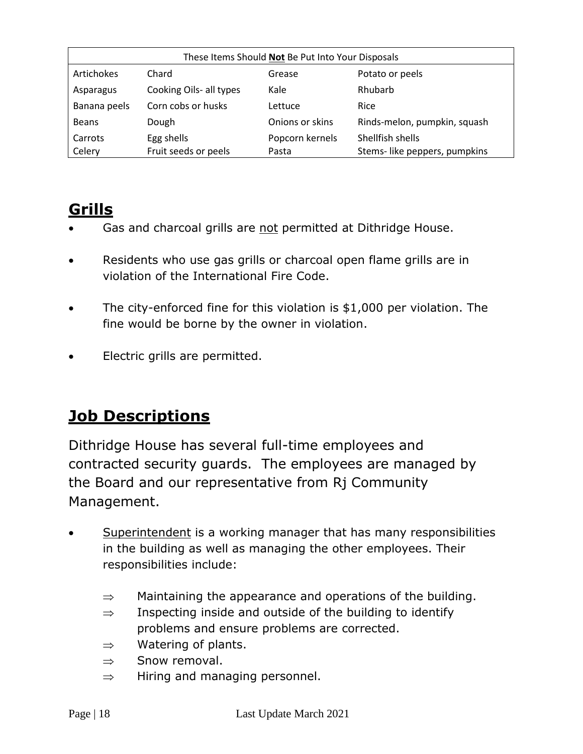| These Items Should **Not** Be Put Into Your Disposals | | | |
|---|---|---|---|
| Artichokes | Chard | Grease | Potato or peels |
| Asparagus | Cooking Oils- all types | Kale | Rhubarb |
| Banana peels | Corn cobs or husks | Lettuce | Rice |
| Beans | Dough | Onions or skins | Rinds-melon, pumpkin, squash |
| Carrots | Egg shells | Popcorn kernels | Shellfish shells |
| Celery | Fruit seeds or peels | Pasta | Stems- like peppers, pumpkins |

## Grills

- Gas and charcoal grills are not permitted at Dithridge House.
- Residents who use gas grills or charcoal open flame grills are in violation of the International Fire Code.
- The city-enforced fine for this violation is $1,000 per violation. The fine would be borne by the owner in violation.
- Electric grills are permitted.

## Job Descriptions

Dithridge House has several full-time employees and contracted security guards. The employees are managed by the Board and our representative from Rj Community Management.

- Superintendent is a working manager that has many responsibilities in the building as well as managing the other employees. Their responsibilities include:
  - ⇒ Maintaining the appearance and operations of the building.
  - ⇒ Inspecting inside and outside of the building to identify problems and ensure problems are corrected.
  - ⇒ Watering of plants.
  - ⇒ Snow removal.
  - ⇒ Hiring and managing personnel.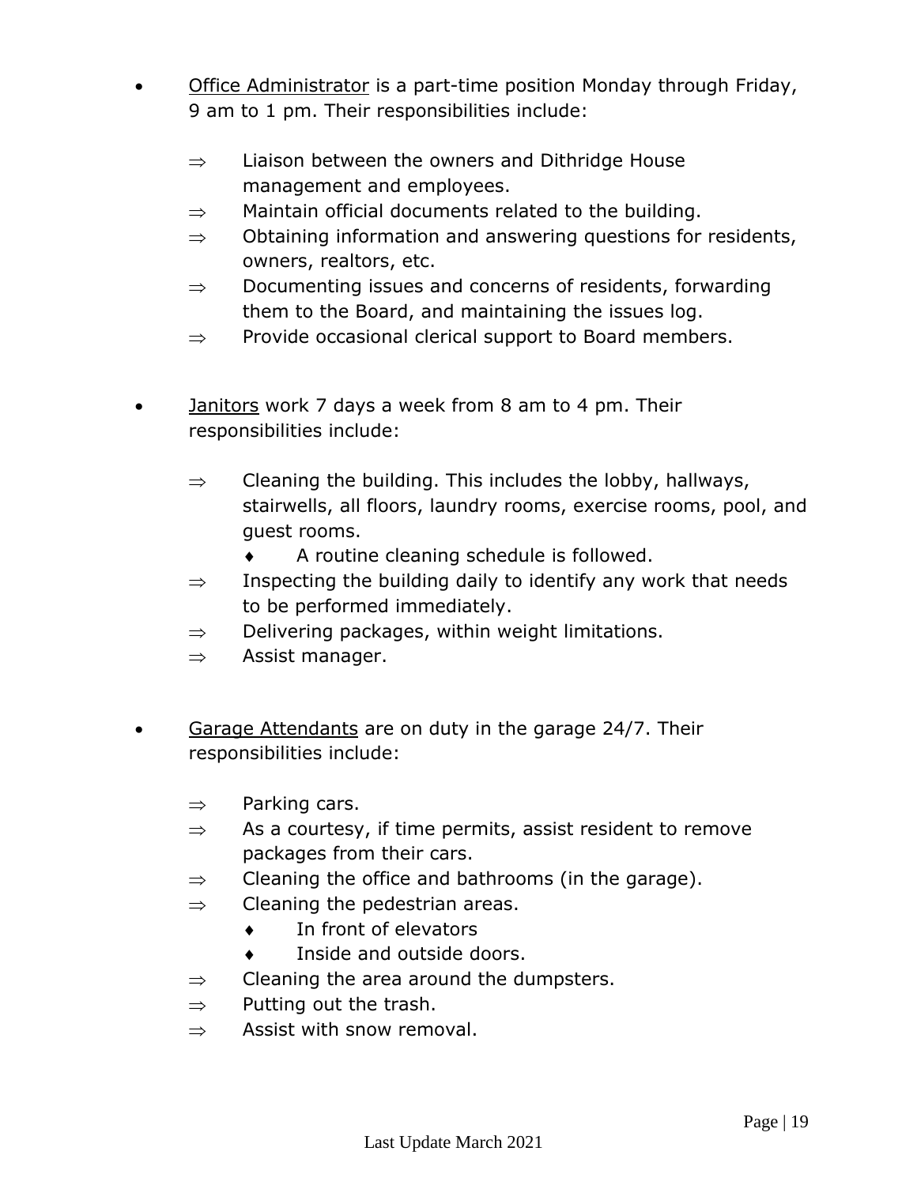- <u>Office Administrator</u> is a part-time position Monday through Friday, 9 am to 1 pm. Their responsibilities include:

  - ⇒ Liaison between the owners and Dithridge House management and employees.
  - ⇒ Maintain official documents related to the building.
  - ⇒ Obtaining information and answering questions for residents, owners, realtors, etc.
  - ⇒ Documenting issues and concerns of residents, forwarding them to the Board, and maintaining the issues log.
  - ⇒ Provide occasional clerical support to Board members.

- <u>Janitors</u> work 7 days a week from 8 am to 4 pm. Their responsibilities include:

  - ⇒ Cleaning the building. This includes the lobby, hallways, stairwells, all floors, laundry rooms, exercise rooms, pool, and guest rooms.
    - ♦ A routine cleaning schedule is followed.
  - ⇒ Inspecting the building daily to identify any work that needs to be performed immediately.
  - ⇒ Delivering packages, within weight limitations.
  - ⇒ Assist manager.

- <u>Garage Attendants</u> are on duty in the garage 24/7. Their responsibilities include:

  - ⇒ Parking cars.
  - ⇒ As a courtesy, if time permits, assist resident to remove packages from their cars.
  - ⇒ Cleaning the office and bathrooms (in the garage).
  - ⇒ Cleaning the pedestrian areas.
    - ♦ In front of elevators
    - ♦ Inside and outside doors.
  - ⇒ Cleaning the area around the dumpsters.
  - ⇒ Putting out the trash.
  - ⇒ Assist with snow removal.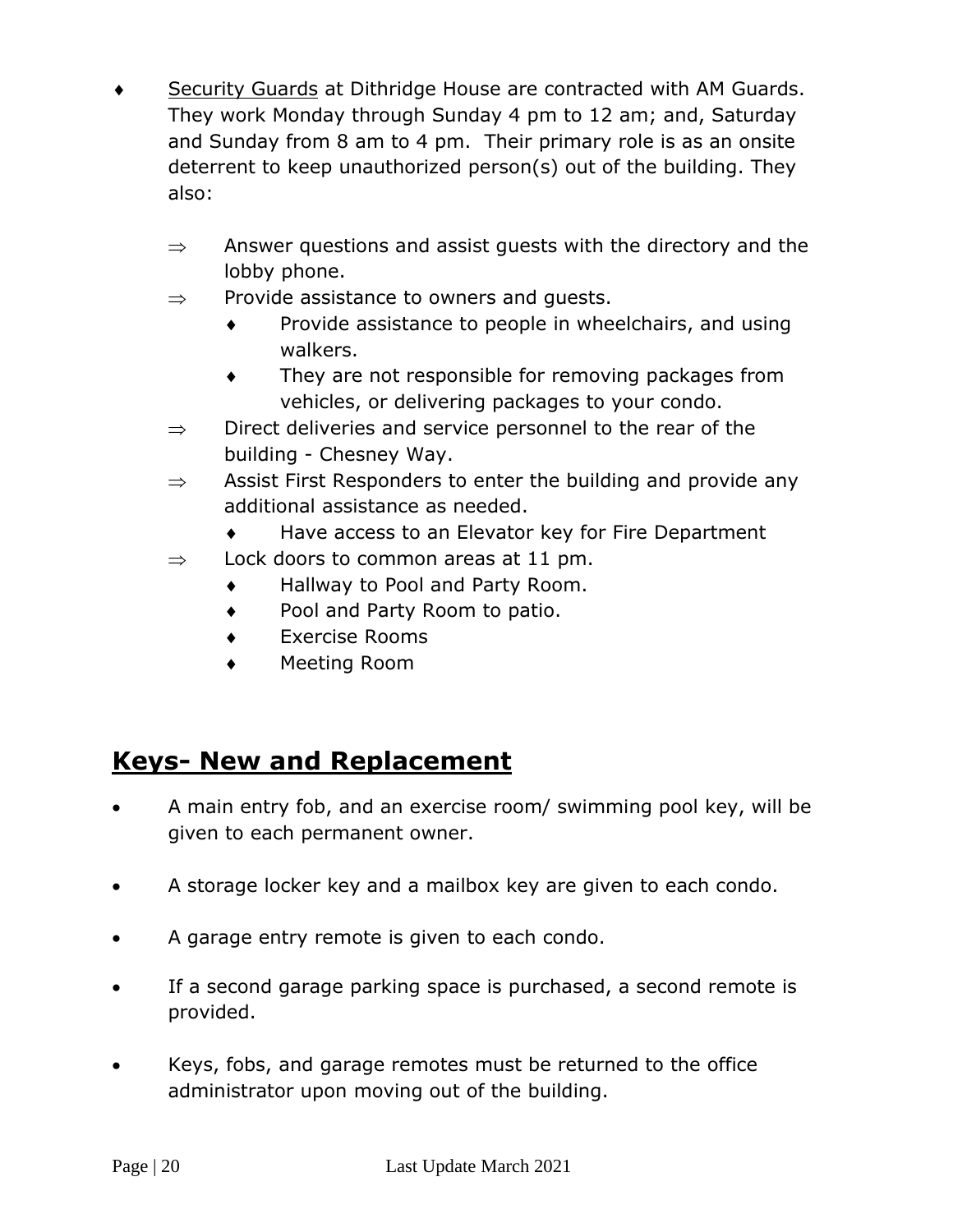- <u>Security Guards</u> at Dithridge House are contracted with AM Guards. They work Monday through Sunday 4 pm to 12 am; and, Saturday and Sunday from 8 am to 4 pm. Their primary role is as an onsite deterrent to keep unauthorized person(s) out of the building. They also:

  - ⇒ Answer questions and assist guests with the directory and the lobby phone.
  - ⇒ Provide assistance to owners and guests.
    - Provide assistance to people in wheelchairs, and using walkers.
    - They are not responsible for removing packages from vehicles, or delivering packages to your condo.
  - ⇒ Direct deliveries and service personnel to the rear of the building - Chesney Way.
  - ⇒ Assist First Responders to enter the building and provide any additional assistance as needed.
    - Have access to an Elevator key for Fire Department
  - ⇒ Lock doors to common areas at 11 pm.
    - Hallway to Pool and Party Room.
    - Pool and Party Room to patio.
    - Exercise Rooms
    - Meeting Room

## Keys- New and Replacement

- A main entry fob, and an exercise room/ swimming pool key, will be given to each permanent owner.
- A storage locker key and a mailbox key are given to each condo.
- A garage entry remote is given to each condo.
- If a second garage parking space is purchased, a second remote is provided.
- Keys, fobs, and garage remotes must be returned to the office administrator upon moving out of the building.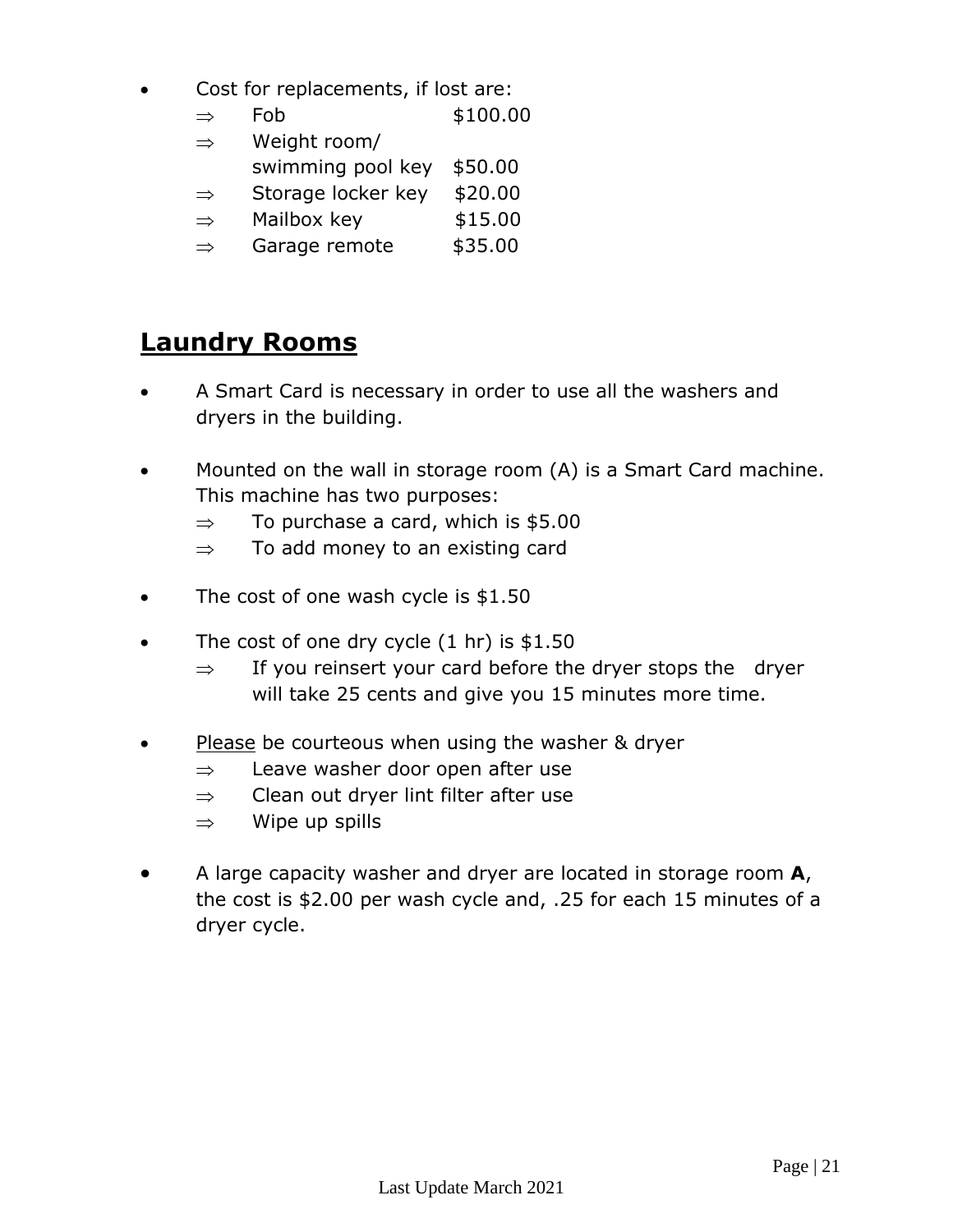- Cost for replacements, if lost are:
  - ⇒ Fob $100.00
  - ⇒ Weight room/ swimming pool key $50.00
  - ⇒ Storage locker key $20.00
  - ⇒ Mailbox key $15.00
  - ⇒ Garage remote $35.00

## <u>Laundry Rooms</u>

- A Smart Card is necessary in order to use all the washers and dryers in the building.

- Mounted on the wall in storage room (A) is a Smart Card machine. This machine has two purposes:
  - ⇒ To purchase a card, which is $5.00
  - ⇒ To add money to an existing card

- The cost of one wash cycle is $1.50

- The cost of one dry cycle (1 hr) is $1.50
  - ⇒ If you reinsert your card before the dryer stops the dryer will take 25 cents and give you 15 minutes more time.

- <u>Please</u> be courteous when using the washer & dryer
  - ⇒ Leave washer door open after use
  - ⇒ Clean out dryer lint filter after use
  - ⇒ Wipe up spills

- A large capacity washer and dryer are located in storage room **A**, the cost is $2.00 per wash cycle and, .25 for each 15 minutes of a dryer cycle.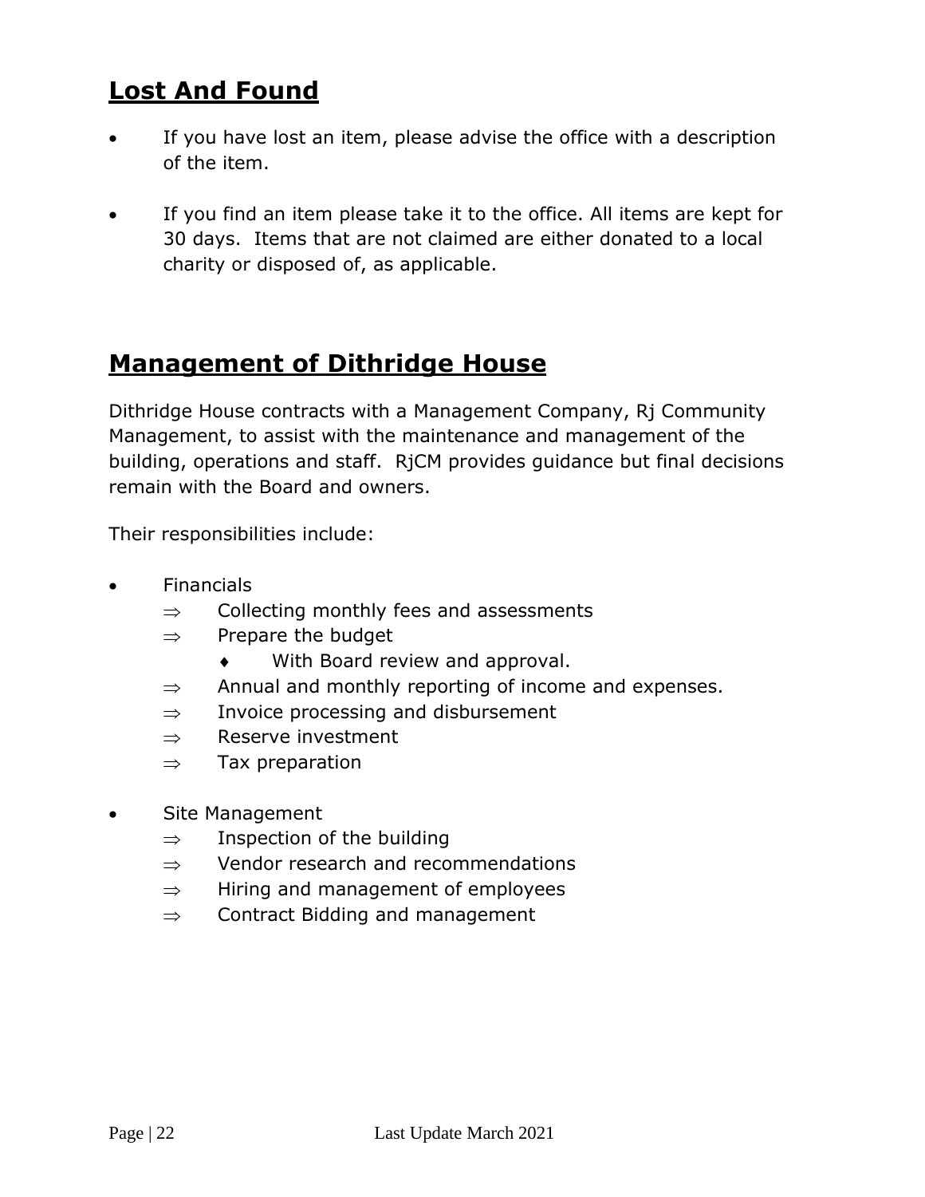## Lost And Found

- If you have lost an item, please advise the office with a description of the item.

- If you find an item please take it to the office. All items are kept for 30 days. Items that are not claimed are either donated to a local charity or disposed of, as applicable.

## Management of Dithridge House

Dithridge House contracts with a Management Company, Rj Community Management, to assist with the maintenance and management of the building, operations and staff. RjCM provides guidance but final decisions remain with the Board and owners.

Their responsibilities include:

- Financials
  - ⇒ Collecting monthly fees and assessments
  - ⇒ Prepare the budget
    - ♦ With Board review and approval.
  - ⇒ Annual and monthly reporting of income and expenses.
  - ⇒ Invoice processing and disbursement
  - ⇒ Reserve investment
  - ⇒ Tax preparation

- Site Management
  - ⇒ Inspection of the building
  - ⇒ Vendor research and recommendations
  - ⇒ Hiring and management of employees
  - ⇒ Contract Bidding and management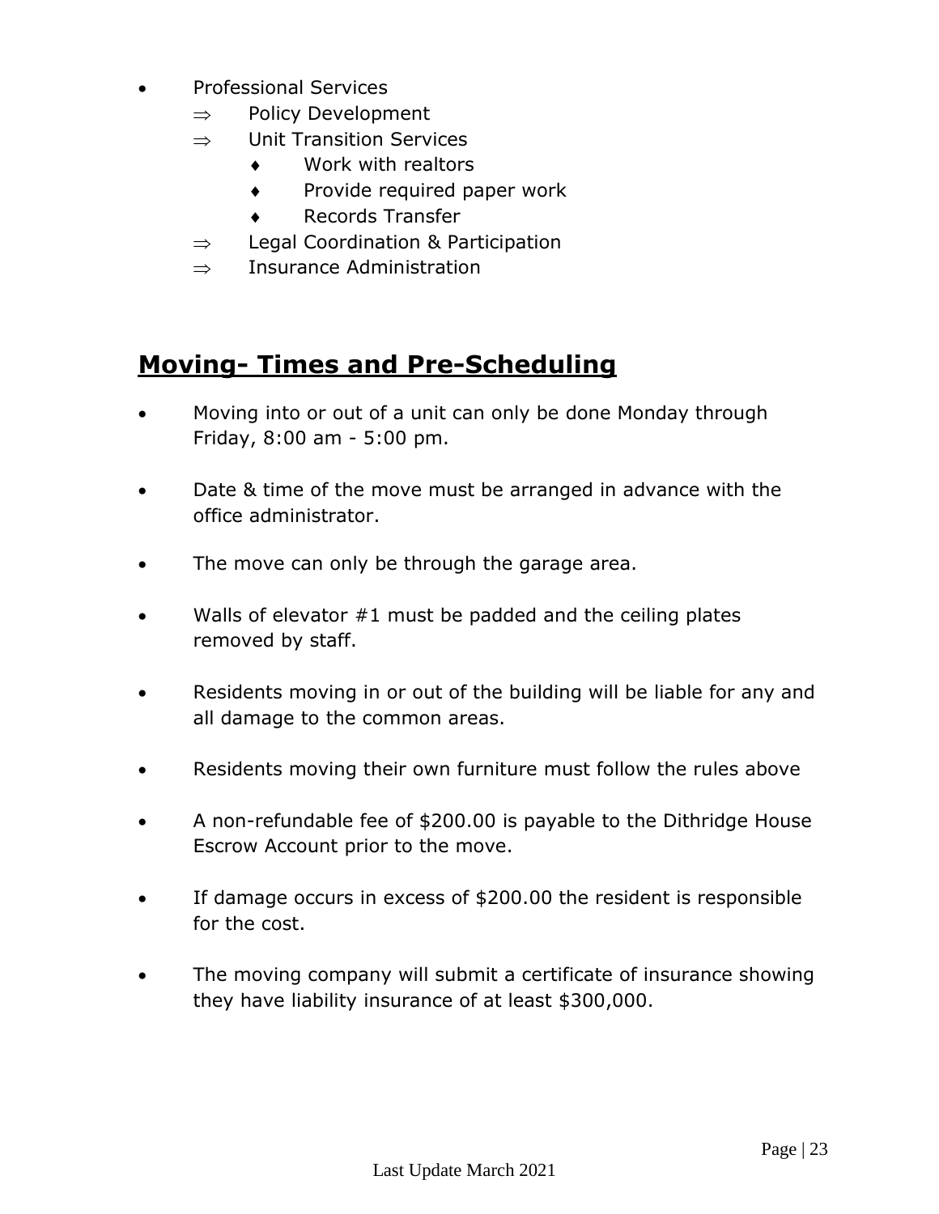- Professional Services
  - ⇒ Policy Development
  - ⇒ Unit Transition Services
    - ♦ Work with realtors
    - ♦ Provide required paper work
    - ♦ Records Transfer
  - ⇒ Legal Coordination & Participation
  - ⇒ Insurance Administration

## **Moving- Times and Pre-Scheduling**

- Moving into or out of a unit can only be done Monday through Friday, 8:00 am - 5:00 pm.

- Date & time of the move must be arranged in advance with the office administrator.

- The move can only be through the garage area.

- Walls of elevator #1 must be padded and the ceiling plates removed by staff.

- Residents moving in or out of the building will be liable for any and all damage to the common areas.

- Residents moving their own furniture must follow the rules above

- A non-refundable fee of $200.00 is payable to the Dithridge House Escrow Account prior to the move.

- If damage occurs in excess of $200.00 the resident is responsible for the cost.

- The moving company will submit a certificate of insurance showing they have liability insurance of at least $300,000.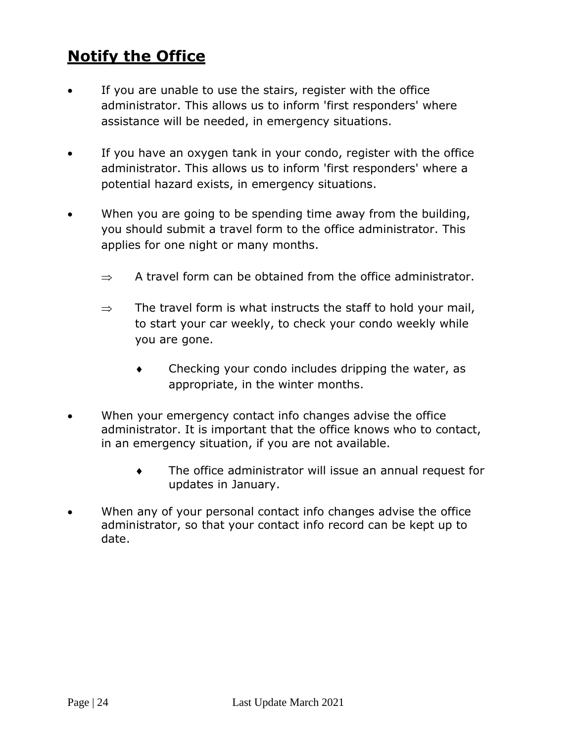## Notify the Office

- If you are unable to use the stairs, register with the office administrator. This allows us to inform 'first responders' where assistance will be needed, in emergency situations.

- If you have an oxygen tank in your condo, register with the office administrator. This allows us to inform 'first responders' where a potential hazard exists, in emergency situations.

- When you are going to be spending time away from the building, you should submit a travel form to the office administrator. This applies for one night or many months.

  - ⇒ A travel form can be obtained from the office administrator.

  - ⇒ The travel form is what instructs the staff to hold your mail, to start your car weekly, to check your condo weekly while you are gone.

    - ♦ Checking your condo includes dripping the water, as appropriate, in the winter months.

- When your emergency contact info changes advise the office administrator. It is important that the office knows who to contact, in an emergency situation, if you are not available.

    - ♦ The office administrator will issue an annual request for updates in January.

- When any of your personal contact info changes advise the office administrator, so that your contact info record can be kept up to date.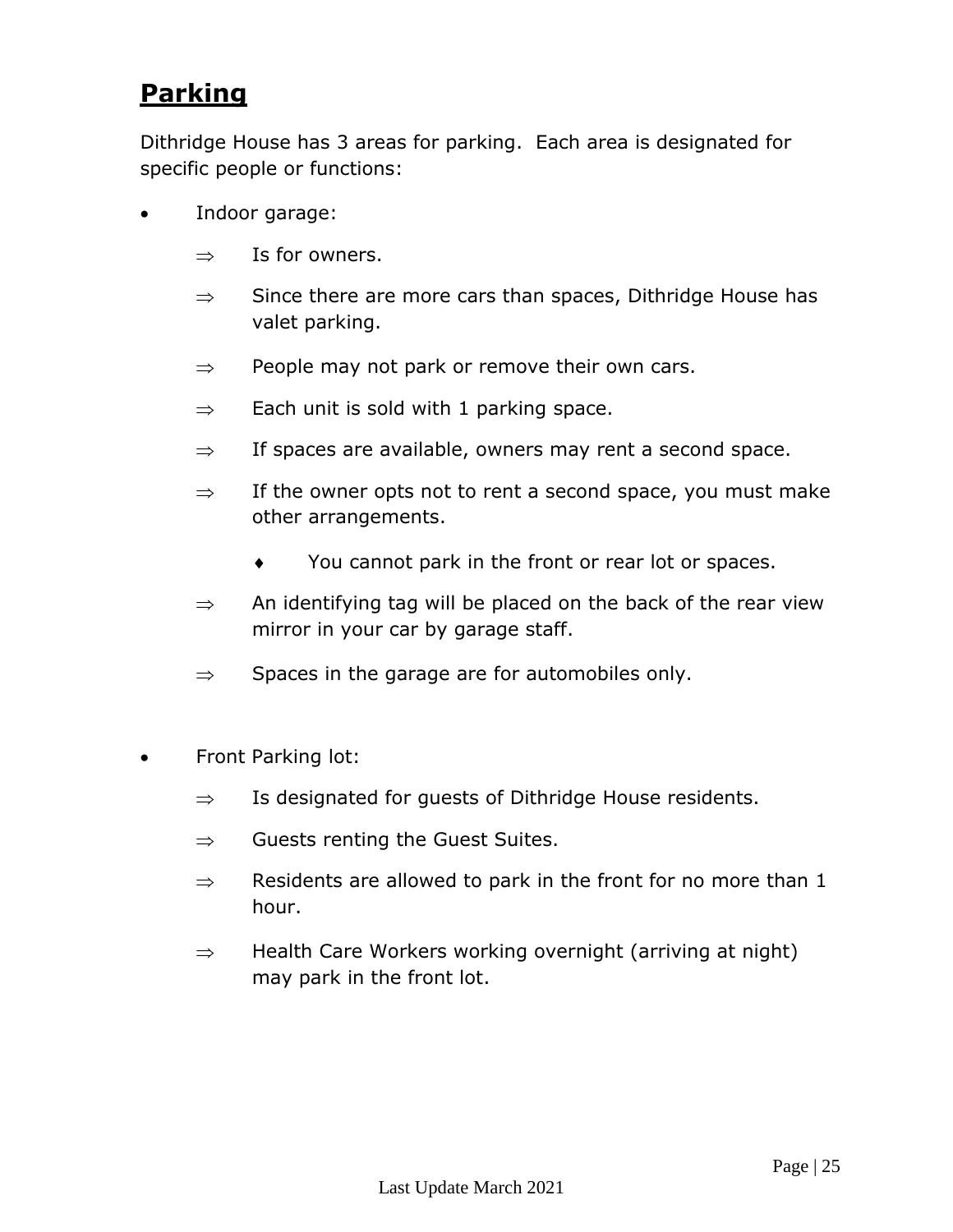## **Parking**

Dithridge House has 3 areas for parking. Each area is designated for specific people or functions:

- Indoor garage:
  - ⇒ Is for owners.
  - ⇒ Since there are more cars than spaces, Dithridge House has valet parking.
  - ⇒ People may not park or remove their own cars.
  - ⇒ Each unit is sold with 1 parking space.
  - ⇒ If spaces are available, owners may rent a second space.
  - ⇒ If the owner opts not to rent a second space, you must make other arrangements.
    - ♦ You cannot park in the front or rear lot or spaces.
  - ⇒ An identifying tag will be placed on the back of the rear view mirror in your car by garage staff.
  - ⇒ Spaces in the garage are for automobiles only.

- Front Parking lot:
  - ⇒ Is designated for guests of Dithridge House residents.
  - ⇒ Guests renting the Guest Suites.
  - ⇒ Residents are allowed to park in the front for no more than 1 hour.
  - ⇒ Health Care Workers working overnight (arriving at night) may park in the front lot.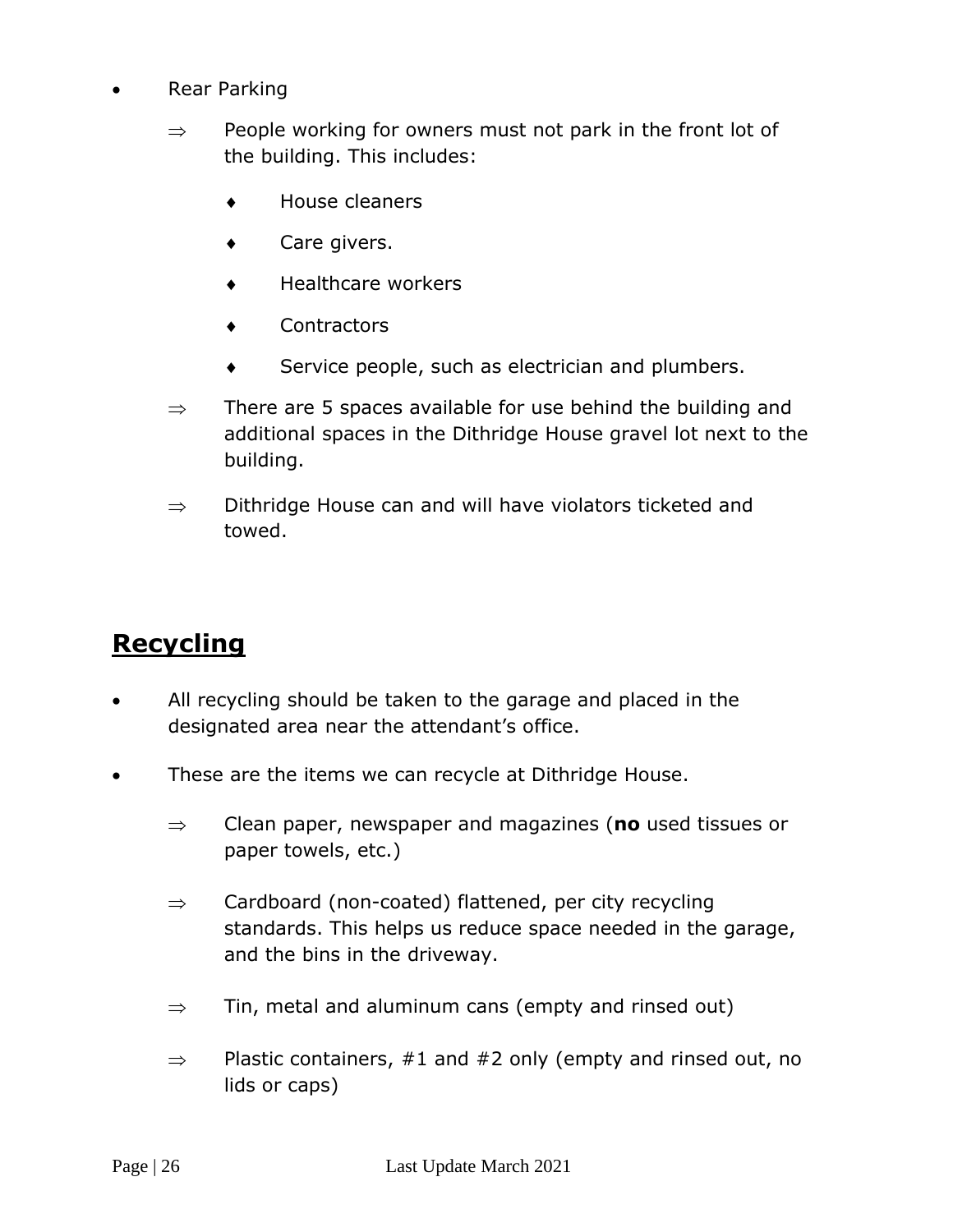- Rear Parking
    - ⇒ People working for owners must not park in the front lot of the building. This includes:
        - ♦ House cleaners
        - ♦ Care givers.
        - ♦ Healthcare workers
        - ♦ Contractors
        - ♦ Service people, such as electrician and plumbers.
    - ⇒ There are 5 spaces available for use behind the building and additional spaces in the Dithridge House gravel lot next to the building.
    - ⇒ Dithridge House can and will have violators ticketed and towed.

## Recycling

- All recycling should be taken to the garage and placed in the designated area near the attendant's office.
- These are the items we can recycle at Dithridge House.
    - ⇒ Clean paper, newspaper and magazines (**no** used tissues or paper towels, etc.)
    - ⇒ Cardboard (non-coated) flattened, per city recycling standards. This helps us reduce space needed in the garage, and the bins in the driveway.
    - ⇒ Tin, metal and aluminum cans (empty and rinsed out)
    - ⇒ Plastic containers, #1 and #2 only (empty and rinsed out, no lids or caps)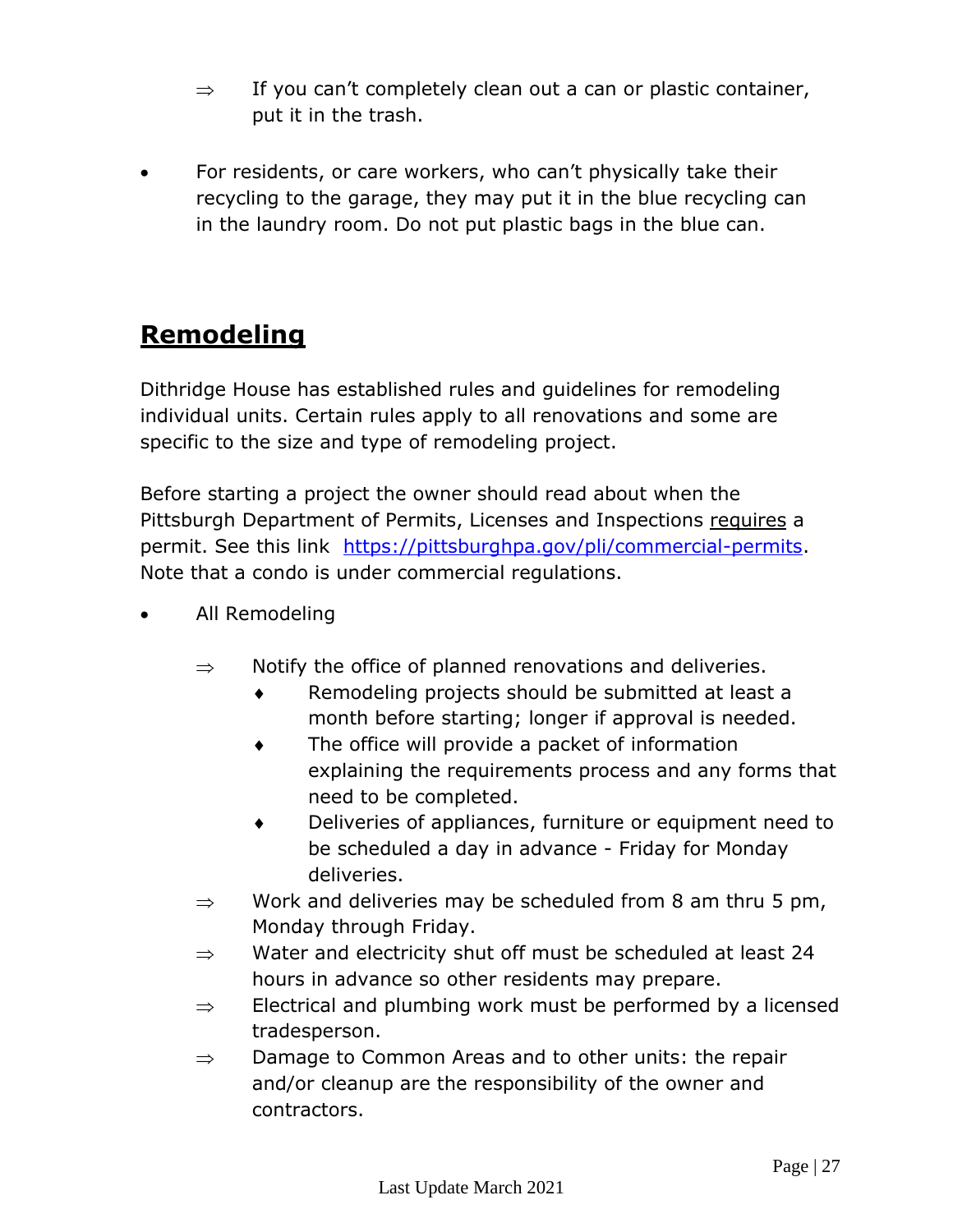- If you can't completely clean out a can or plastic container, put it in the trash.

- For residents, or care workers, who can't physically take their recycling to the garage, they may put it in the blue recycling can in the laundry room. Do not put plastic bags in the blue can.

## Remodeling

Dithridge House has established rules and guidelines for remodeling individual units. Certain rules apply to all renovations and some are specific to the size and type of remodeling project.

Before starting a project the owner should read about when the Pittsburgh Department of Permits, Licenses and Inspections requires a permit. See this link [https://pittsburghpa.gov/pli/commercial-permits](https://pittsburghpa.gov/pli/commercial-permits). Note that a condo is under commercial regulations.

- All Remodeling
  - Notify the office of planned renovations and deliveries.
    - Remodeling projects should be submitted at least a month before starting; longer if approval is needed.
    - The office will provide a packet of information explaining the requirements process and any forms that need to be completed.
    - Deliveries of appliances, furniture or equipment need to be scheduled a day in advance - Friday for Monday deliveries.
  - Work and deliveries may be scheduled from 8 am thru 5 pm, Monday through Friday.
  - Water and electricity shut off must be scheduled at least 24 hours in advance so other residents may prepare.
  - Electrical and plumbing work must be performed by a licensed tradesperson.
  - Damage to Common Areas and to other units: the repair and/or cleanup are the responsibility of the owner and contractors.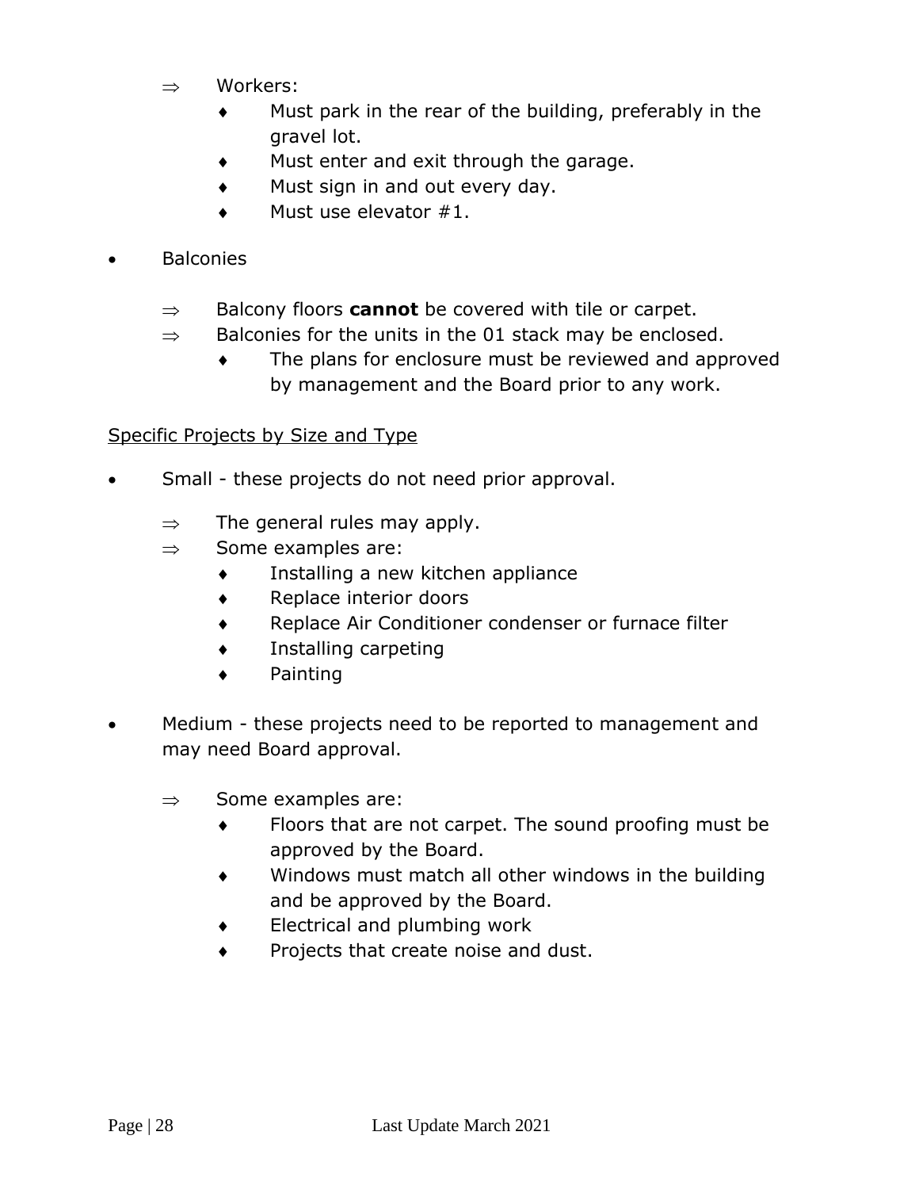- Workers:
  - Must park in the rear of the building, preferably in the gravel lot.
  - Must enter and exit through the garage.
  - Must sign in and out every day.
  - Must use elevator #1.

- Balconies

  - Balcony floors **cannot** be covered with tile or carpet.
  - Balconies for the units in the 01 stack may be enclosed.
    - The plans for enclosure must be reviewed and approved by management and the Board prior to any work.

<u>Specific Projects by Size and Type</u>

- Small - these projects do not need prior approval.

  - The general rules may apply.
  - Some examples are:
    - Installing a new kitchen appliance
    - Replace interior doors
    - Replace Air Conditioner condenser or furnace filter
    - Installing carpeting
    - Painting

- Medium - these projects need to be reported to management and may need Board approval.

  - Some examples are:
    - Floors that are not carpet. The sound proofing must be approved by the Board.
    - Windows must match all other windows in the building and be approved by the Board.
    - Electrical and plumbing work
    - Projects that create noise and dust.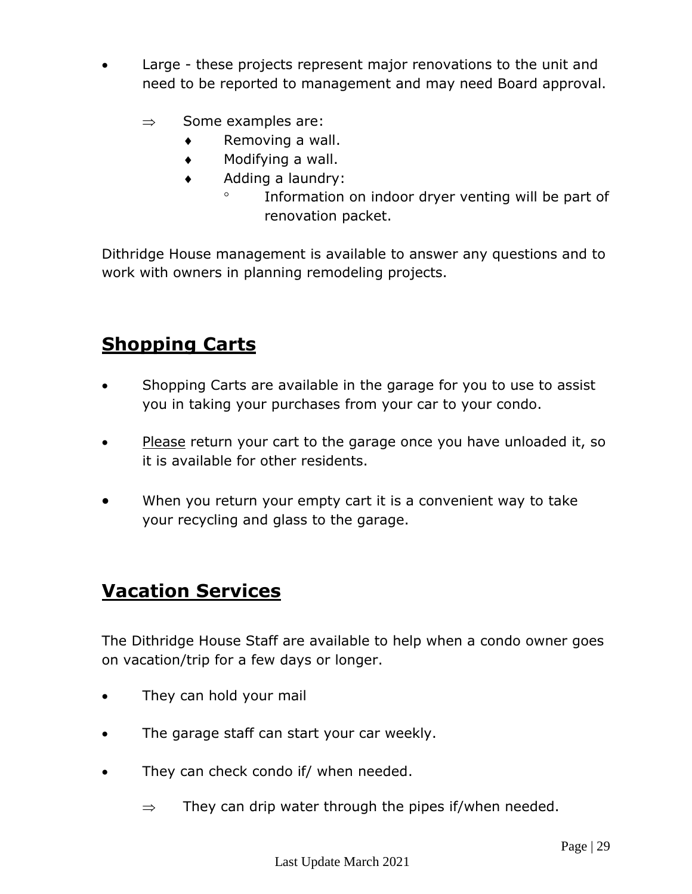- Large - these projects represent major renovations to the unit and need to be reported to management and may need Board approval.

  - ⇒ Some examples are:
    - ♦ Removing a wall.
    - ♦ Modifying a wall.
    - ♦ Adding a laundry:
      - ◦ Information on indoor dryer venting will be part of renovation packet.

Dithridge House management is available to answer any questions and to work with owners in planning remodeling projects.

## Shopping Carts

- Shopping Carts are available in the garage for you to use to assist you in taking your purchases from your car to your condo.

- Please return your cart to the garage once you have unloaded it, so it is available for other residents.

- When you return your empty cart it is a convenient way to take your recycling and glass to the garage.

## Vacation Services

The Dithridge House Staff are available to help when a condo owner goes on vacation/trip for a few days or longer.

- They can hold your mail

- The garage staff can start your car weekly.

- They can check condo if/ when needed.

  - ⇒ They can drip water through the pipes if/when needed.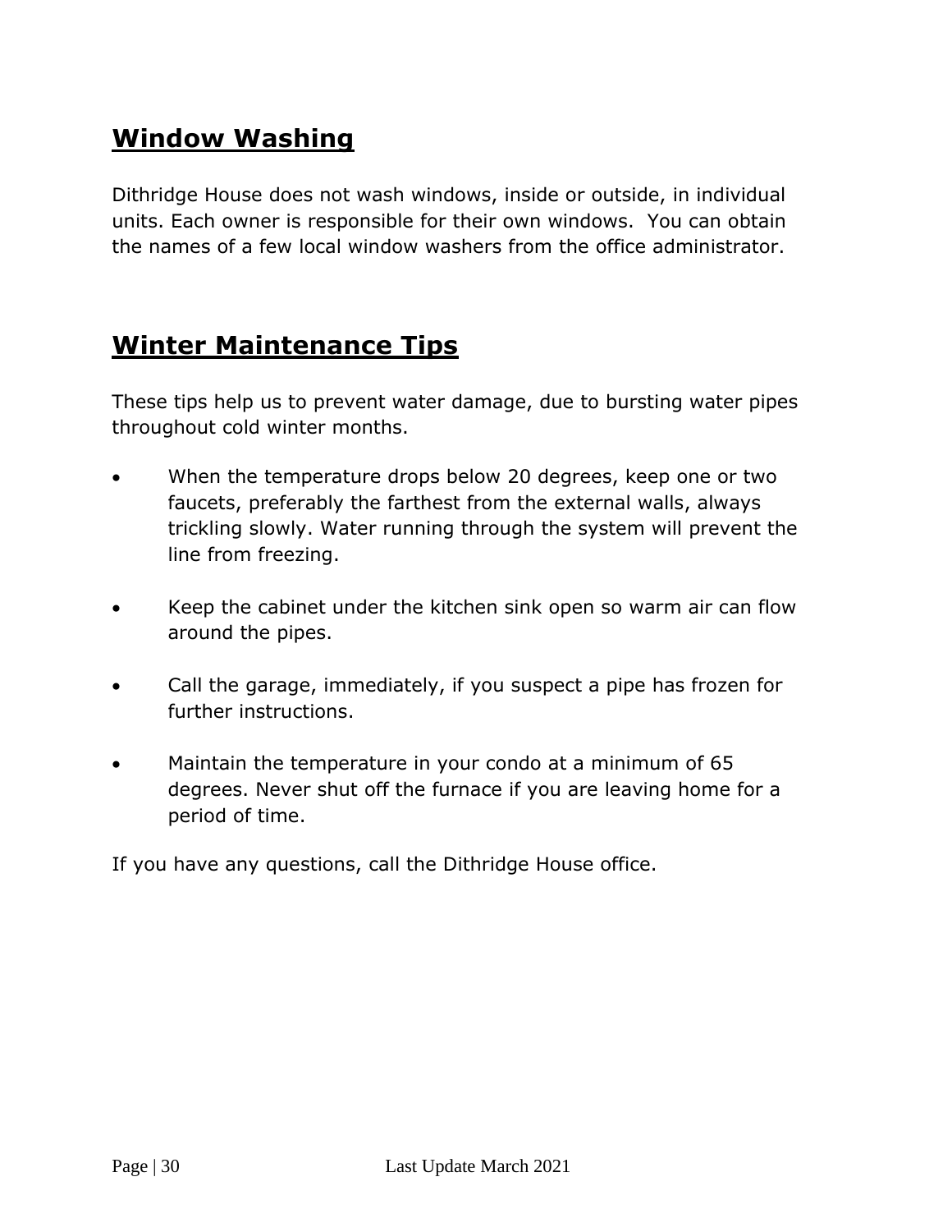## Window Washing

Dithridge House does not wash windows, inside or outside, in individual units. Each owner is responsible for their own windows. You can obtain the names of a few local window washers from the office administrator.

## Winter Maintenance Tips

These tips help us to prevent water damage, due to bursting water pipes throughout cold winter months.

- When the temperature drops below 20 degrees, keep one or two faucets, preferably the farthest from the external walls, always trickling slowly. Water running through the system will prevent the line from freezing.
- Keep the cabinet under the kitchen sink open so warm air can flow around the pipes.
- Call the garage, immediately, if you suspect a pipe has frozen for further instructions.
- Maintain the temperature in your condo at a minimum of 65 degrees. Never shut off the furnace if you are leaving home for a period of time.

If you have any questions, call the Dithridge House office.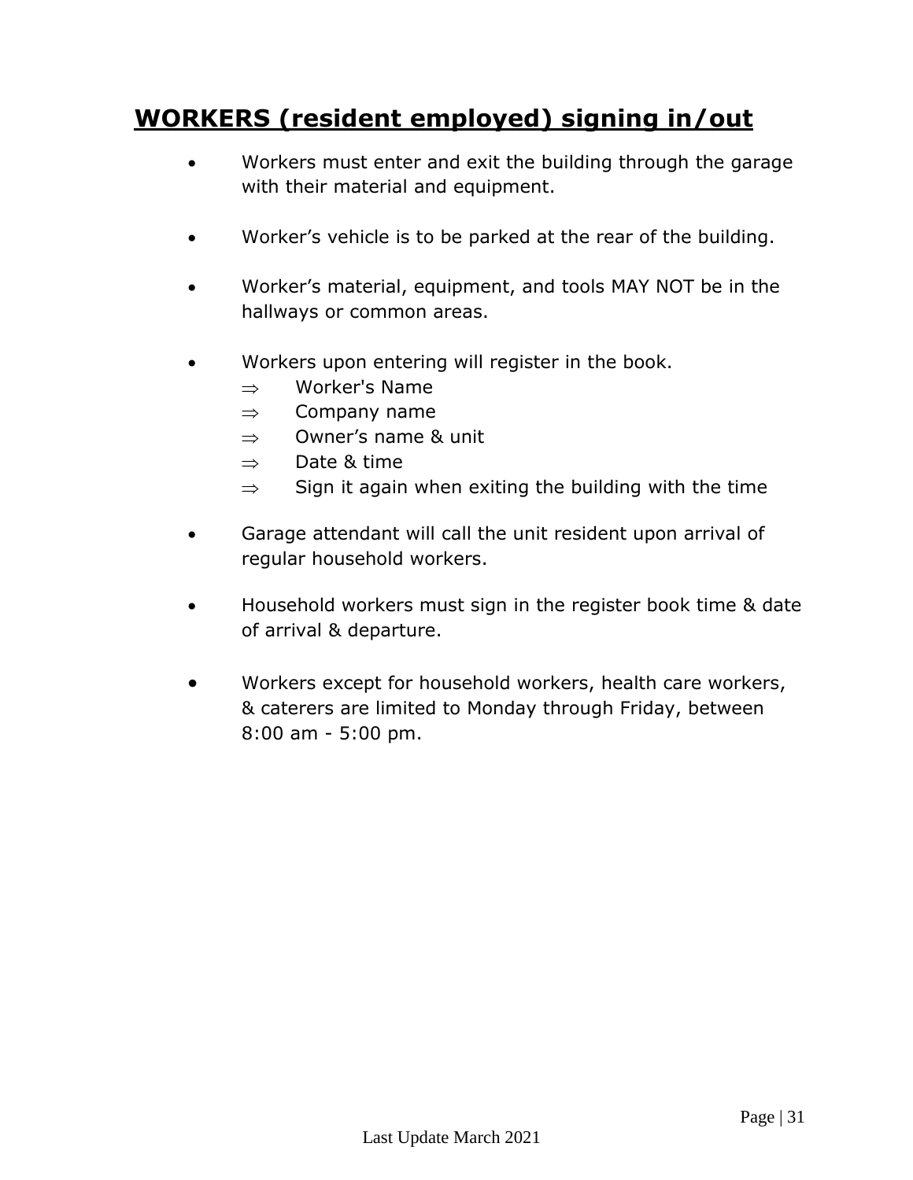## WORKERS (resident employed) signing in/out

- Workers must enter and exit the building through the garage with their material and equipment.
- Worker's vehicle is to be parked at the rear of the building.
- Worker's material, equipment, and tools MAY NOT be in the hallways or common areas.
- Workers upon entering will register in the book.
  - ⇒ Worker's Name
  - ⇒ Company name
  - ⇒ Owner's name & unit
  - ⇒ Date & time
  - ⇒ Sign it again when exiting the building with the time
- Garage attendant will call the unit resident upon arrival of regular household workers.
- Household workers must sign in the register book time & date of arrival & departure.
- Workers except for household workers, health care workers, & caterers are limited to Monday through Friday, between 8:00 am - 5:00 pm.

Last Update March 2021